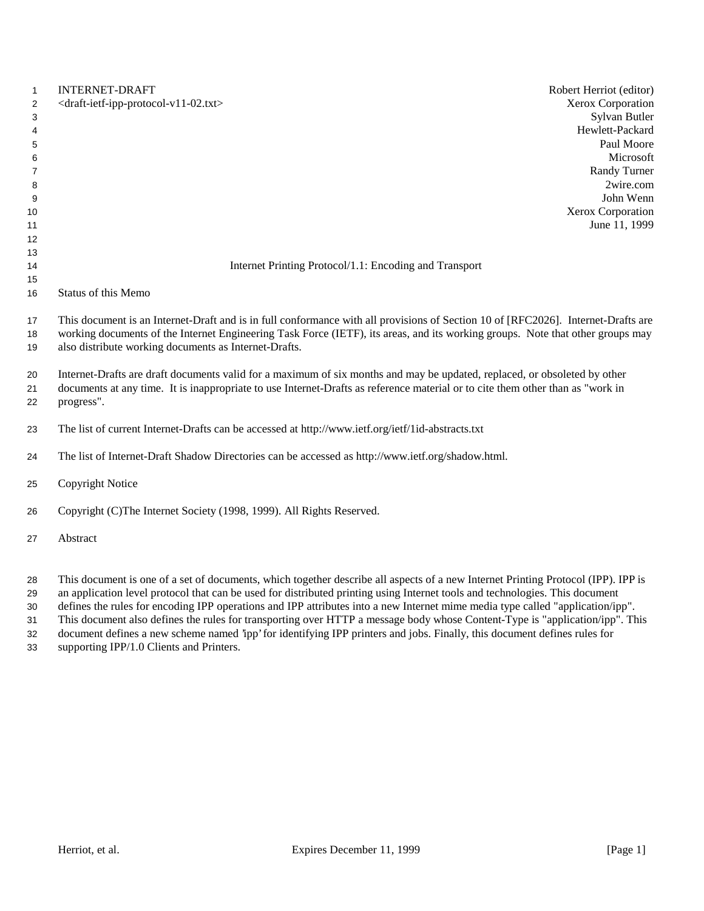INTERNET-DRAFT
<draft-ietf-ipp-protocol-v11-02.txt>

Robert Herriot (editor)
Xerox Corporation
Sylvan Butler
Hewlett-Packard
Paul Moore
Microsoft
Randy Turner
2wire.com
John Wenn
Xerox Corporation
June 11, 1999

# Internet Printing Protocol/1.1: Encoding and Transport

## Status of this Memo

This document is an Internet-Draft and is in full conformance with all provisions of Section 10 of [RFC2026]. Internet-Drafts are working documents of the Internet Engineering Task Force (IETF), its areas, and its working groups. Note that other groups may also distribute working documents as Internet-Drafts.

Internet-Drafts are draft documents valid for a maximum of six months and may be updated, replaced, or obsoleted by other documents at any time. It is inappropriate to use Internet-Drafts as reference material or to cite them other than as "work in progress".

The list of current Internet-Drafts can be accessed at http://www.ietf.org/ietf/1id-abstracts.txt

The list of Internet-Draft Shadow Directories can be accessed as http://www.ietf.org/shadow.html.

## Copyright Notice

Copyright (C)The Internet Society (1998, 1999). All Rights Reserved.

## Abstract

This document is one of a set of documents, which together describe all aspects of a new Internet Printing Protocol (IPP). IPP is an application level protocol that can be used for distributed printing using Internet tools and technologies. This document defines the rules for encoding IPP operations and IPP attributes into a new Internet mime media type called "application/ipp". This document also defines the rules for transporting over HTTP a message body whose Content-Type is "application/ipp". This document defines a new scheme named 'ipp' for identifying IPP printers and jobs. Finally, this document defines rules for supporting IPP/1.0 Clients and Printers.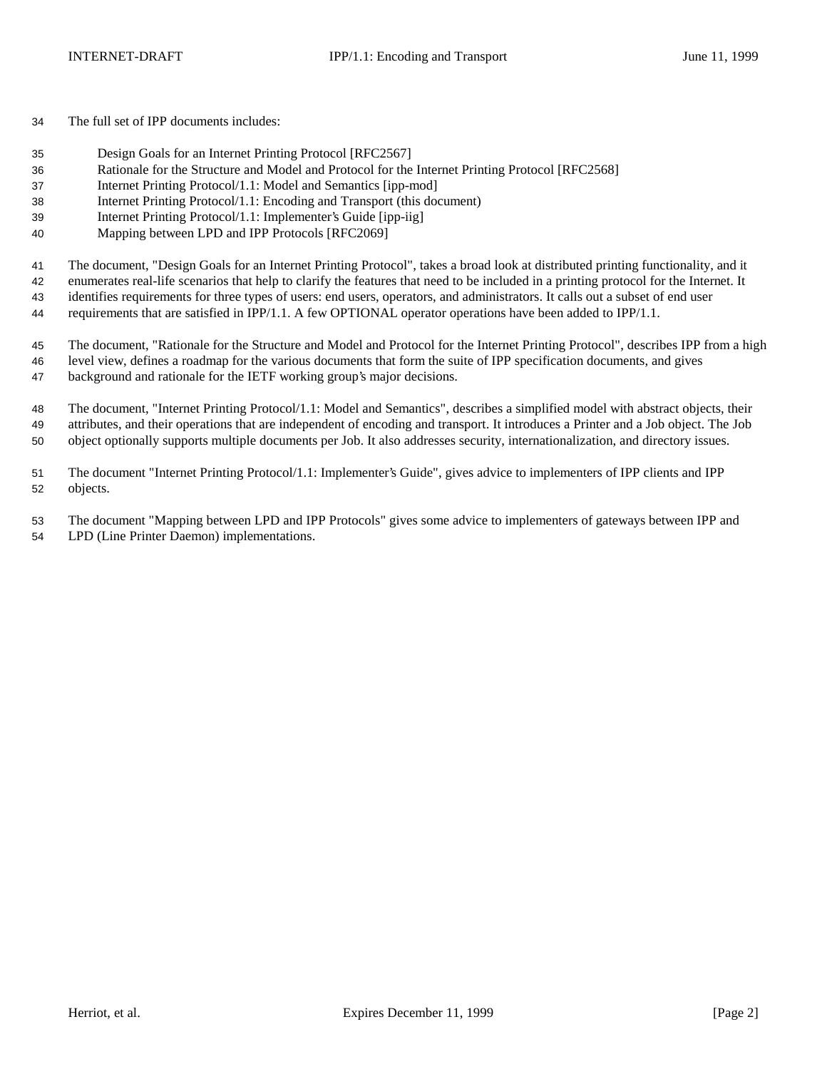The full set of IPP documents includes:

- Design Goals for an Internet Printing Protocol [RFC2567]
- Rationale for the Structure and Model and Protocol for the Internet Printing Protocol [RFC2568]
- Internet Printing Protocol/1.1: Model and Semantics [ipp-mod]
- Internet Printing Protocol/1.1: Encoding and Transport (this document)
- Internet Printing Protocol/1.1: Implementer's Guide [ipp-iig]
- Mapping between LPD and IPP Protocols [RFC2069]

The document, "Design Goals for an Internet Printing Protocol", takes a broad look at distributed printing functionality, and it enumerates real-life scenarios that help to clarify the features that need to be included in a printing protocol for the Internet. It identifies requirements for three types of users: end users, operators, and administrators. It calls out a subset of end user requirements that are satisfied in IPP/1.1. A few OPTIONAL operator operations have been added to IPP/1.1.

The document, "Rationale for the Structure and Model and Protocol for the Internet Printing Protocol", describes IPP from a high level view, defines a roadmap for the various documents that form the suite of IPP specification documents, and gives background and rationale for the IETF working group's major decisions.

The document, "Internet Printing Protocol/1.1: Model and Semantics", describes a simplified model with abstract objects, their attributes, and their operations that are independent of encoding and transport. It introduces a Printer and a Job object. The Job object optionally supports multiple documents per Job. It also addresses security, internationalization, and directory issues.

The document "Internet Printing Protocol/1.1: Implementer's Guide", gives advice to implementers of IPP clients and IPP objects.

The document "Mapping between LPD and IPP Protocols" gives some advice to implementers of gateways between IPP and LPD (Line Printer Daemon) implementations.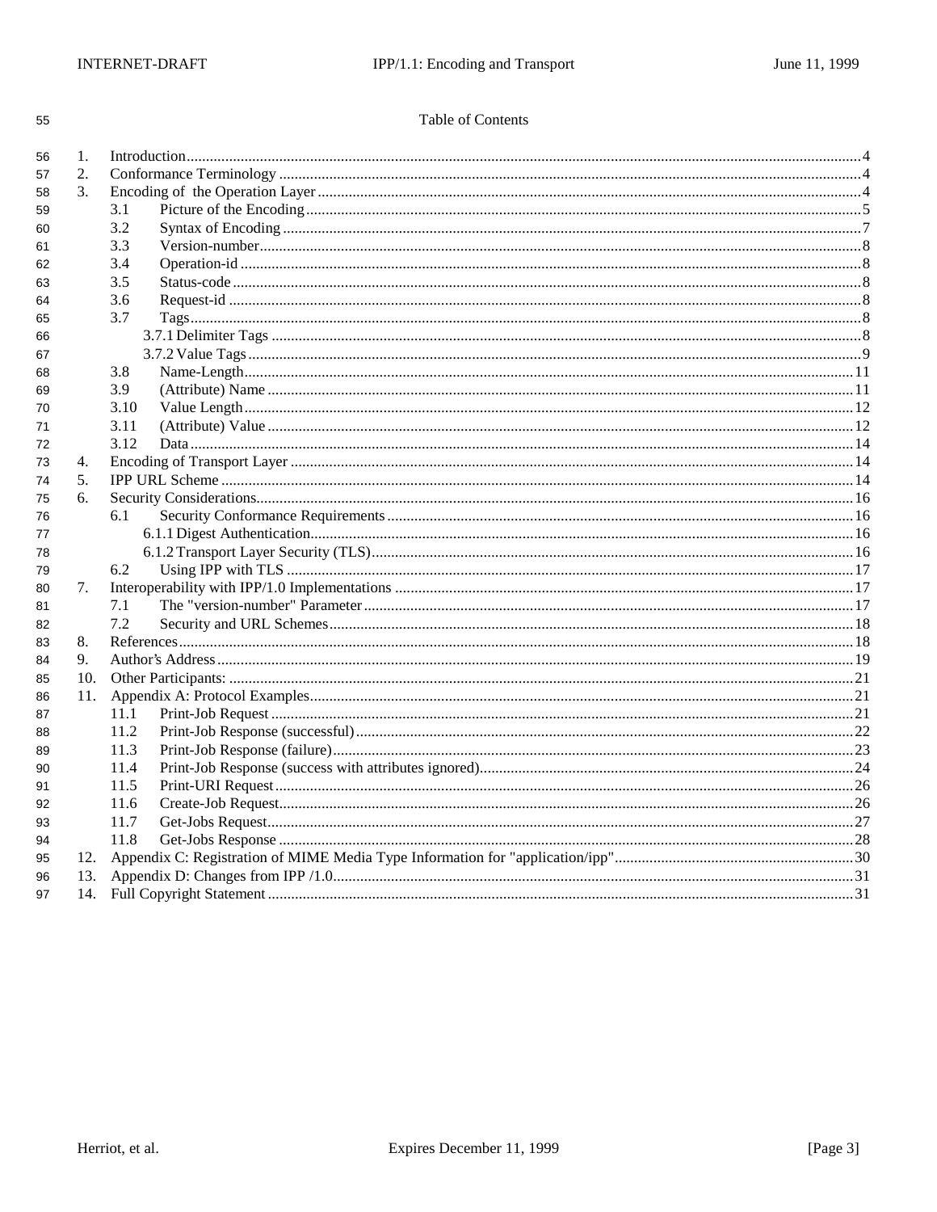Table of Contents

1. Introduction ....................................................................... 4
2. Conformance Terminology ............................................................ 4
3. Encoding of the Operation Layer .................................................... 4
   - 3.1 Picture of the Encoding ...................................................... 5
   - 3.2 Syntax of Encoding ........................................................... 7
   - 3.3 Version-number ............................................................... 8
   - 3.4 Operation-id ................................................................. 8
   - 3.5 Status-code .................................................................. 8
   - 3.6 Request-id ................................................................... 8
   - 3.7 Tags ......................................................................... 8
     - 3.7.1 Delimiter Tags ............................................................ 8
     - 3.7.2 Value Tags ................................................................ 9
   - 3.8 Name-Length .................................................................. 11
   - 3.9 (Attribute) Name ............................................................. 11
   - 3.10 Value Length ................................................................ 12
   - 3.11 (Attribute) Value ........................................................... 12
   - 3.12 Data ........................................................................ 14
4. Encoding of Transport Layer ........................................................ 14
5. IPP URL Scheme ..................................................................... 14
6. Security Considerations ............................................................ 16
   - 6.1 Security Conformance Requirements ............................................ 16
     - 6.1.1 Digest Authentication ..................................................... 16
     - 6.1.2 Transport Layer Security (TLS) ............................................ 16
   - 6.2 Using IPP with TLS ........................................................... 17
7. Interoperability with IPP/1.0 Implementations ...................................... 17
   - 7.1 The "version-number" Parameter ............................................... 17
   - 7.2 Security and URL Schemes ..................................................... 18
8. References ......................................................................... 18
9. Author's Address ................................................................... 19
10. Other Participants: ............................................................... 21
11. Appendix A: Protocol Examples ..................................................... 21
    - 11.1 Print-Job Request ........................................................... 21
    - 11.2 Print-Job Response (successful) ............................................. 22
    - 11.3 Print-Job Response (failure) ................................................ 23
    - 11.4 Print-Job Response (success with attributes ignored) ........................ 24
    - 11.5 Print-URI Request ........................................................... 26
    - 11.6 Create-Job Request .......................................................... 26
    - 11.7 Get-Jobs Request ............................................................ 27
    - 11.8 Get-Jobs Response ........................................................... 28
12. Appendix C: Registration of MIME Media Type Information for "application/ipp" ..... 30
13. Appendix D: Changes from IPP /1.0 ................................................. 31
14. Full Copyright Statement .......................................................... 31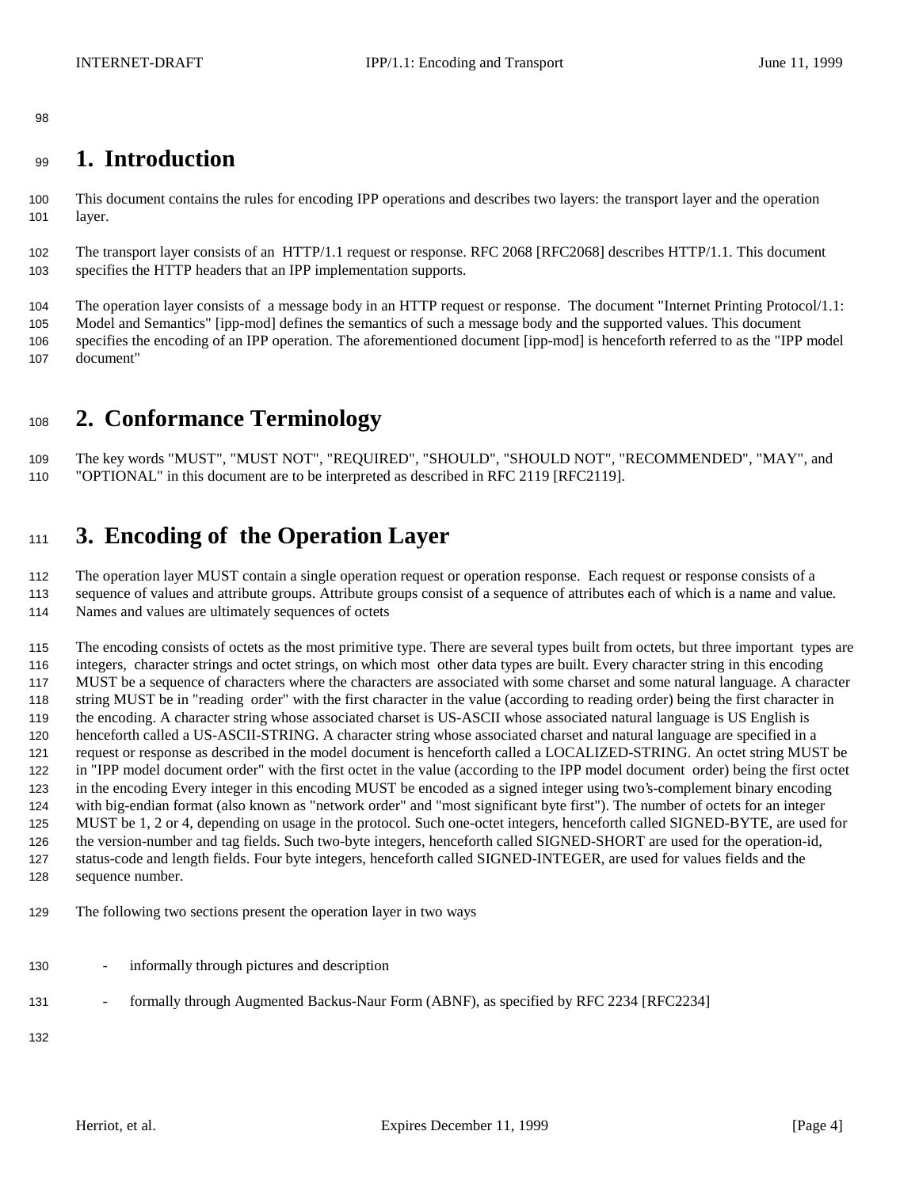# 1. Introduction

This document contains the rules for encoding IPP operations and describes two layers: the transport layer and the operation layer.

The transport layer consists of an HTTP/1.1 request or response. RFC 2068 [RFC2068] describes HTTP/1.1. This document specifies the HTTP headers that an IPP implementation supports.

The operation layer consists of a message body in an HTTP request or response. The document "Internet Printing Protocol/1.1: Model and Semantics" [ipp-mod] defines the semantics of such a message body and the supported values. This document specifies the encoding of an IPP operation. The aforementioned document [ipp-mod] is henceforth referred to as the "IPP model document"

# 2. Conformance Terminology

The key words "MUST", "MUST NOT", "REQUIRED", "SHOULD", "SHOULD NOT", "RECOMMENDED", "MAY", and "OPTIONAL" in this document are to be interpreted as described in RFC 2119 [RFC2119].

# 3. Encoding of the Operation Layer

The operation layer MUST contain a single operation request or operation response. Each request or response consists of a sequence of values and attribute groups. Attribute groups consist of a sequence of attributes each of which is a name and value. Names and values are ultimately sequences of octets

The encoding consists of octets as the most primitive type. There are several types built from octets, but three important types are integers, character strings and octet strings, on which most other data types are built. Every character string in this encoding MUST be a sequence of characters where the characters are associated with some charset and some natural language. A character string MUST be in "reading order" with the first character in the value (according to reading order) being the first character in the encoding. A character string whose associated charset is US-ASCII whose associated natural language is US English is henceforth called a US-ASCII-STRING. A character string whose associated charset and natural language are specified in a request or response as described in the model document is henceforth called a LOCALIZED-STRING. An octet string MUST be in "IPP model document order" with the first octet in the value (according to the IPP model document order) being the first octet in the encoding Every integer in this encoding MUST be encoded as a signed integer using two's-complement binary encoding with big-endian format (also known as "network order" and "most significant byte first"). The number of octets for an integer MUST be 1, 2 or 4, depending on usage in the protocol. Such one-octet integers, henceforth called SIGNED-BYTE, are used for the version-number and tag fields. Such two-byte integers, henceforth called SIGNED-SHORT are used for the operation-id, status-code and length fields. Four byte integers, henceforth called SIGNED-INTEGER, are used for values fields and the sequence number.

The following two sections present the operation layer in two ways

- informally through pictures and description
- formally through Augmented Backus-Naur Form (ABNF), as specified by RFC 2234 [RFC2234]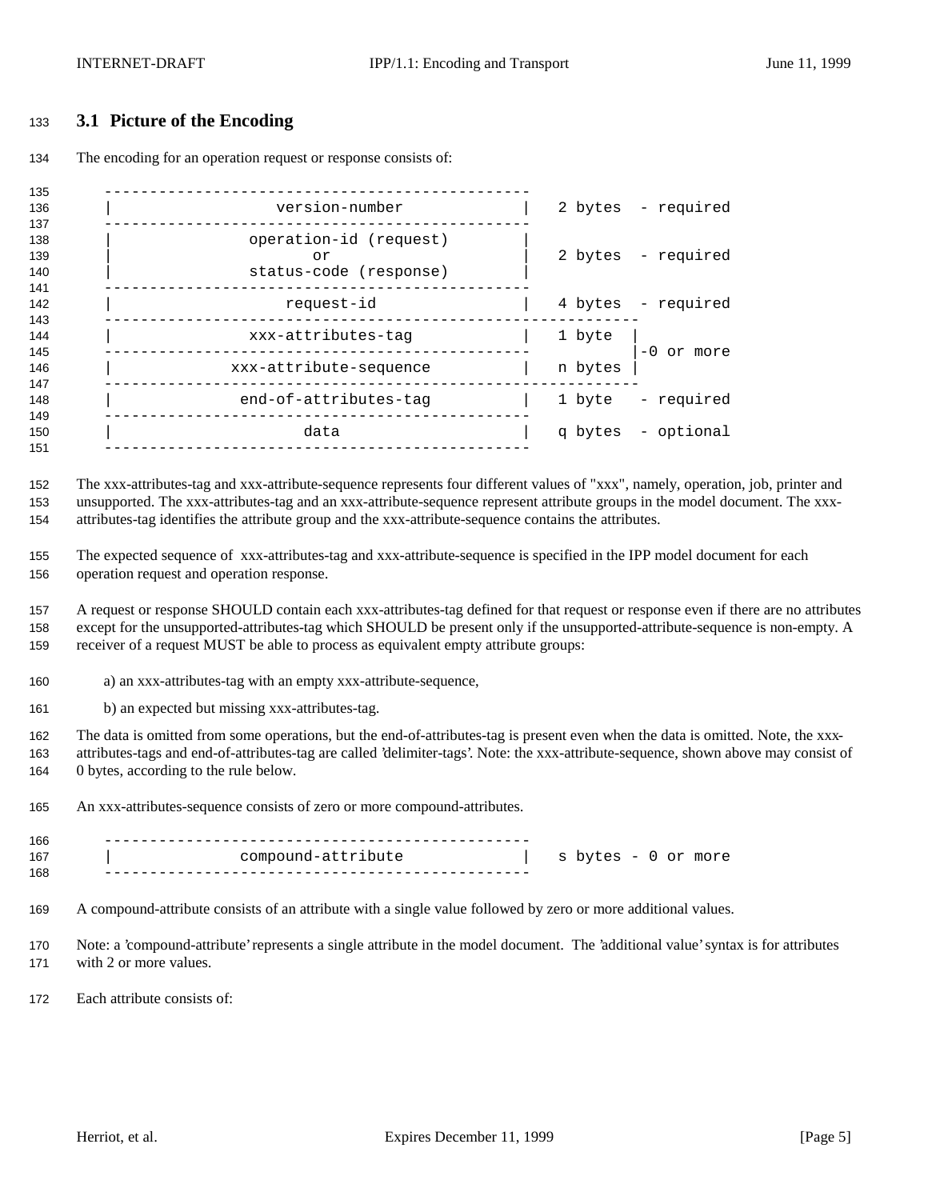### 3.1 Picture of the Encoding

The encoding for an operation request or response consists of:

```
    -----------------------------------------------
    |                version-number               |   2 bytes  - required
    -----------------------------------------------
    |             operation-id (request)          |
    |                      or                     |   2 bytes  - required
    |             status-code (response)          |
    -----------------------------------------------
    |                  request-id                 |   4 bytes  - required
    -----------------------------------------------------------
    |             xxx-attributes-tag              |   1 byte  |
    -----------------------------------------------           |-0 or more
    |           xxx-attribute-sequence            |   n bytes |
    -----------------------------------------------------------
    |            end-of-attributes-tag            |   1 byte   - required
    -----------------------------------------------
    |                     data                    |   q bytes  - optional
    -----------------------------------------------
```

The xxx-attributes-tag and xxx-attribute-sequence represents four different values of "xxx", namely, operation, job, printer and unsupported. The xxx-attributes-tag and an xxx-attribute-sequence represent attribute groups in the model document. The xxx-attributes-tag identifies the attribute group and the xxx-attribute-sequence contains the attributes.

The expected sequence of xxx-attributes-tag and xxx-attribute-sequence is specified in the IPP model document for each operation request and operation response.

A request or response SHOULD contain each xxx-attributes-tag defined for that request or response even if there are no attributes except for the unsupported-attributes-tag which SHOULD be present only if the unsupported-attribute-sequence is non-empty. A receiver of a request MUST be able to process as equivalent empty attribute groups:

a) an xxx-attributes-tag with an empty xxx-attribute-sequence,

b) an expected but missing xxx-attributes-tag.

The data is omitted from some operations, but the end-of-attributes-tag is present even when the data is omitted. Note, the xxx-attributes-tags and end-of-attributes-tag are called 'delimiter-tags'. Note: the xxx-attribute-sequence, shown above may consist of 0 bytes, according to the rule below.

An xxx-attributes-sequence consists of zero or more compound-attributes.

```
    -----------------------------------------------
    |             compound-attribute              |   s bytes - 0 or more
    -----------------------------------------------
```

A compound-attribute consists of an attribute with a single value followed by zero or more additional values.

Note: a 'compound-attribute' represents a single attribute in the model document. The 'additional value' syntax is for attributes with 2 or more values.

Each attribute consists of: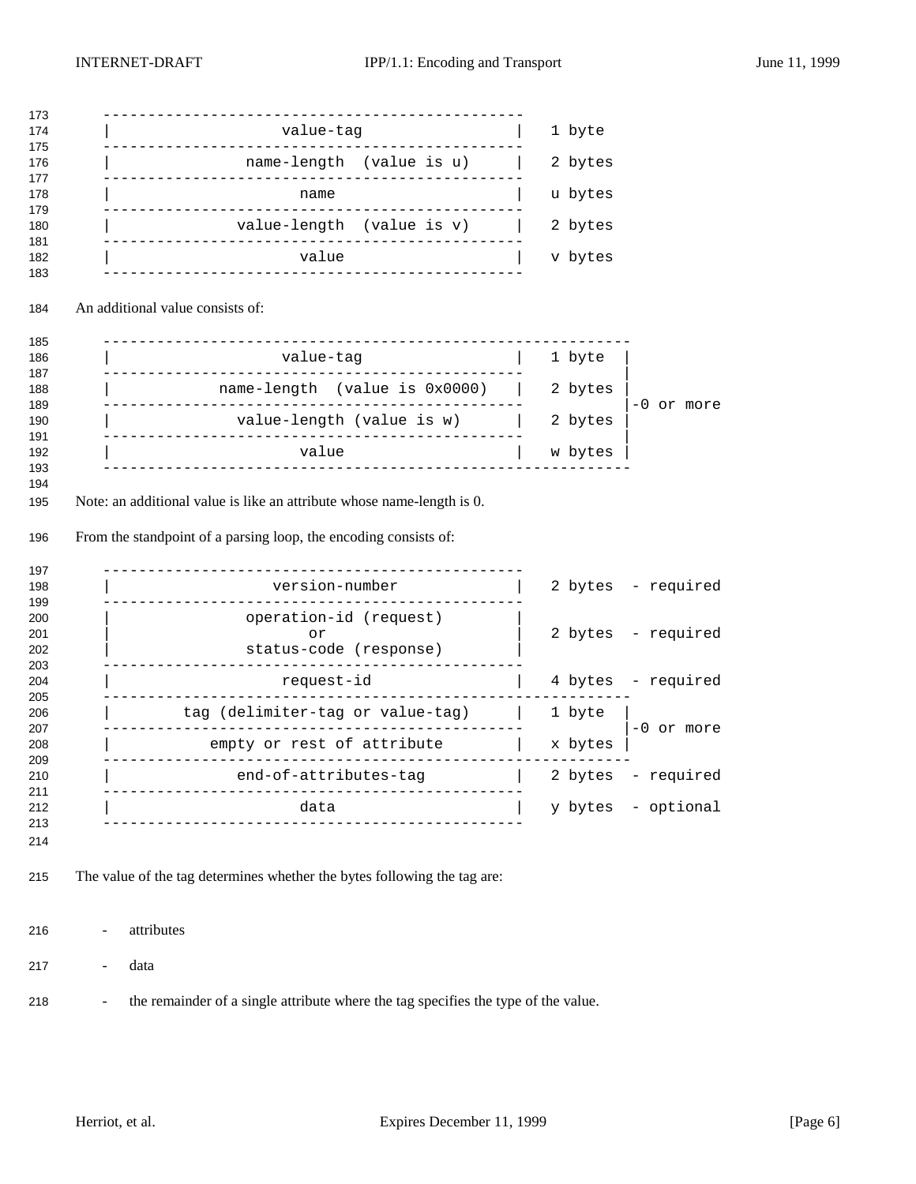```
-----------------------------------------------
|                  value-tag                  |   1 byte
-----------------------------------------------
|             name-length  (value is u)       |   2 bytes
-----------------------------------------------
|                     name                    |   u bytes
-----------------------------------------------
|            value-length  (value is v)       |   2 bytes
-----------------------------------------------
|                     value                   |   v bytes
-----------------------------------------------
```

An additional value consists of:

```
-----------------------------------------------------------
|                  value-tag                  |   1 byte  |
-----------------------------------------------           |
|          name-length  (value is 0x0000)     |   2 bytes |
-----------------------------------------------           |-0 or more
|            value-length (value is w)        |   2 bytes |
-----------------------------------------------           |
|                     value                   |   w bytes |
-----------------------------------------------------------
```

Note: an additional value is like an attribute whose name-length is 0.

From the standpoint of a parsing loop, the encoding consists of:

```
-----------------------------------------------
|                version-number               |   2 bytes  - required
-----------------------------------------------
|             operation-id (request)          |
|                      or                     |   2 bytes  - required
|             status-code (response)          |
-----------------------------------------------
|                  request-id                 |   4 bytes  - required
-----------------------------------------------------------
|        tag (delimiter-tag or value-tag)     |   1 byte  |
-----------------------------------------------           |-0 or more
|           empty or rest of attribute        |   x bytes |
-----------------------------------------------------------
|            end-of-attributes-tag            |   2 bytes  - required
-----------------------------------------------
|                     data                    |   y bytes  - optional
-----------------------------------------------
```

The value of the tag determines whether the bytes following the tag are:

- attributes
- data
- the remainder of a single attribute where the tag specifies the type of the value.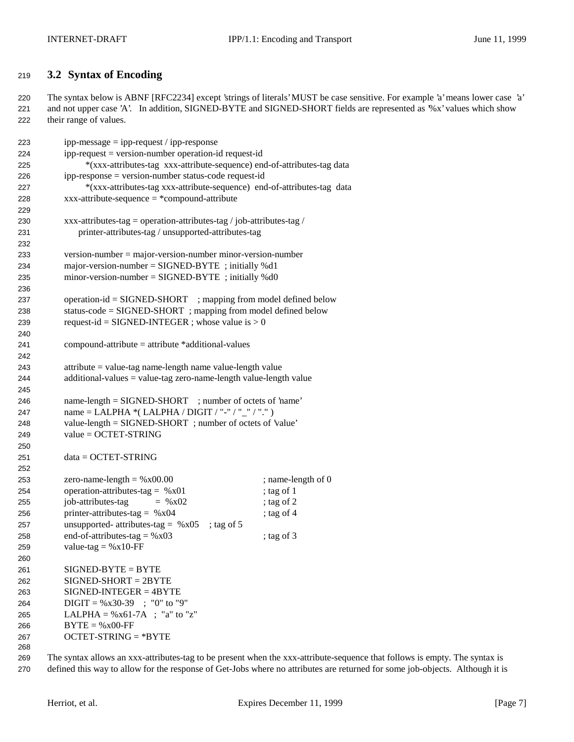### 3.2 Syntax of Encoding

The syntax below is ABNF [RFC2234] except 'strings of literals' MUST be case sensitive. For example 'a' means lower case 'a' and not upper case 'A'. In addition, SIGNED-BYTE and SIGNED-SHORT fields are represented as '%x' values which show their range of values.

```
ipp-message = ipp-request / ipp-response
ipp-request = version-number operation-id request-id
      *(xxx-attributes-tag  xxx-attribute-sequence) end-of-attributes-tag data
ipp-response = version-number status-code request-id
      *(xxx-attributes-tag xxx-attribute-sequence)  end-of-attributes-tag  data
xxx-attribute-sequence = *compound-attribute

xxx-attributes-tag = operation-attributes-tag / job-attributes-tag /
     printer-attributes-tag / unsupported-attributes-tag

version-number = major-version-number minor-version-number
major-version-number = SIGNED-BYTE  ; initially %d1
minor-version-number = SIGNED-BYTE  ; initially %d0

operation-id = SIGNED-SHORT    ; mapping from model defined below
status-code = SIGNED-SHORT  ; mapping from model defined below
request-id = SIGNED-INTEGER ; whose value is > 0

compound-attribute = attribute *additional-values

attribute = value-tag name-length name value-length value
additional-values = value-tag zero-name-length value-length value

name-length = SIGNED-SHORT    ; number of octets of 'name'
name = LALPHA *( LALPHA / DIGIT / "-" / "_" / "." )
value-length = SIGNED-SHORT  ; number of octets of 'value'
value = OCTET-STRING

data = OCTET-STRING

zero-name-length = %x00.00                         ; name-length of 0
operation-attributes-tag =  %x01                   ; tag of 1
job-attributes-tag          =  %x02                ; tag of 2
printer-attributes-tag =  %x04                     ; tag of 4
unsupported- attributes-tag =  %x05    ; tag of 5
end-of-attributes-tag = %x03                       ; tag of 3
value-tag = %x10-FF

SIGNED-BYTE = BYTE
SIGNED-SHORT = 2BYTE
SIGNED-INTEGER = 4BYTE
DIGIT = %x30-39    ;  "0" to "9"
LALPHA = %x61-7A   ;  "a" to "z"
BYTE = %x00-FF
OCTET-STRING = *BYTE
```

The syntax allows an xxx-attributes-tag to be present when the xxx-attribute-sequence that follows is empty. The syntax is defined this way to allow for the response of Get-Jobs where no attributes are returned for some job-objects. Although it is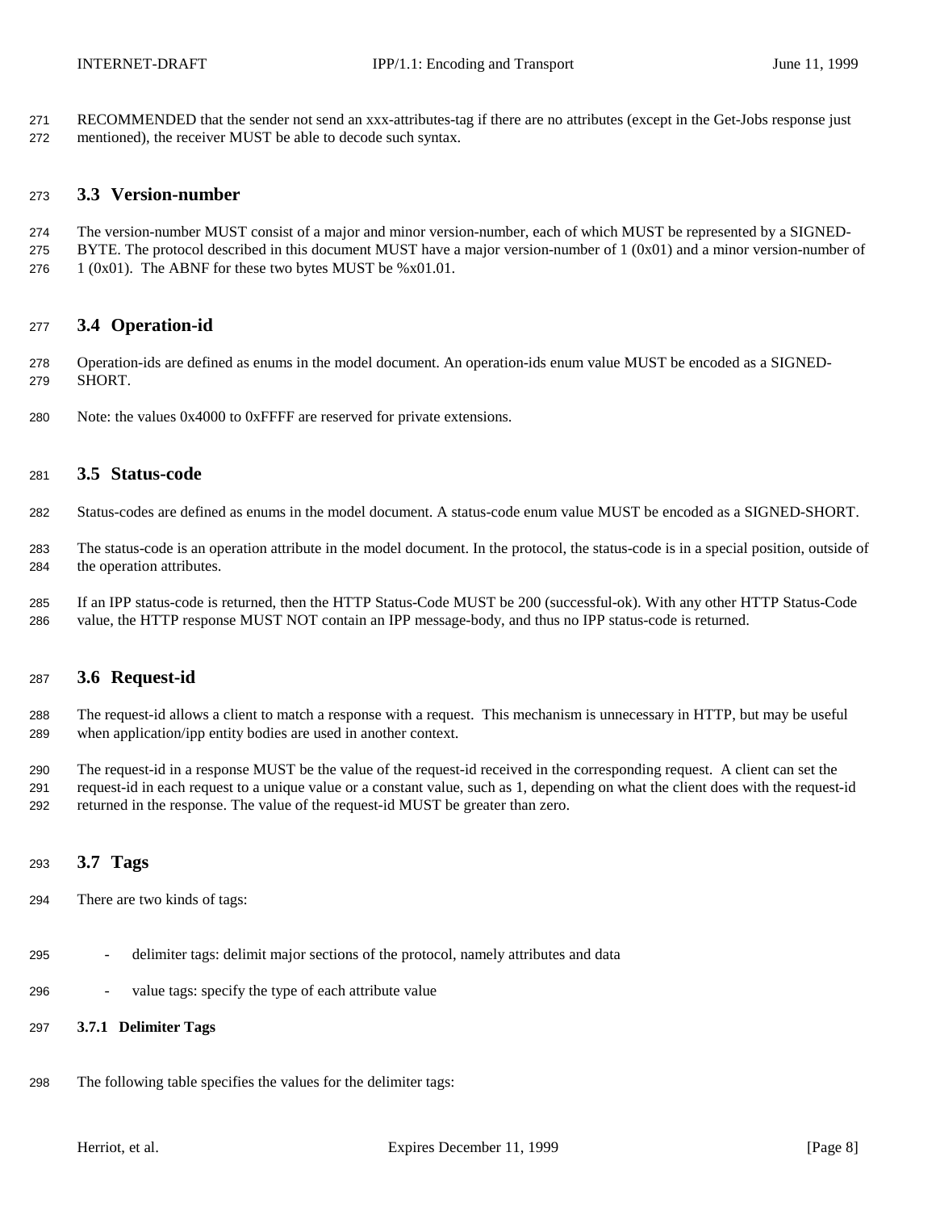RECOMMENDED that the sender not send an xxx-attributes-tag if there are no attributes (except in the Get-Jobs response just mentioned), the receiver MUST be able to decode such syntax.

## 3.3 Version-number

The version-number MUST consist of a major and minor version-number, each of which MUST be represented by a SIGNED-BYTE. The protocol described in this document MUST have a major version-number of 1 (0x01) and a minor version-number of 1 (0x01). The ABNF for these two bytes MUST be %x01.01.

## 3.4 Operation-id

Operation-ids are defined as enums in the model document. An operation-ids enum value MUST be encoded as a SIGNED-SHORT.

Note: the values 0x4000 to 0xFFFF are reserved for private extensions.

## 3.5 Status-code

Status-codes are defined as enums in the model document. A status-code enum value MUST be encoded as a SIGNED-SHORT.

The status-code is an operation attribute in the model document. In the protocol, the status-code is in a special position, outside of the operation attributes.

If an IPP status-code is returned, then the HTTP Status-Code MUST be 200 (successful-ok). With any other HTTP Status-Code value, the HTTP response MUST NOT contain an IPP message-body, and thus no IPP status-code is returned.

## 3.6 Request-id

The request-id allows a client to match a response with a request. This mechanism is unnecessary in HTTP, but may be useful when application/ipp entity bodies are used in another context.

The request-id in a response MUST be the value of the request-id received in the corresponding request. A client can set the request-id in each request to a unique value or a constant value, such as 1, depending on what the client does with the request-id returned in the response. The value of the request-id MUST be greater than zero.

## 3.7 Tags

There are two kinds of tags:

- delimiter tags: delimit major sections of the protocol, namely attributes and data
- value tags: specify the type of each attribute value

### 3.7.1 Delimiter Tags

The following table specifies the values for the delimiter tags: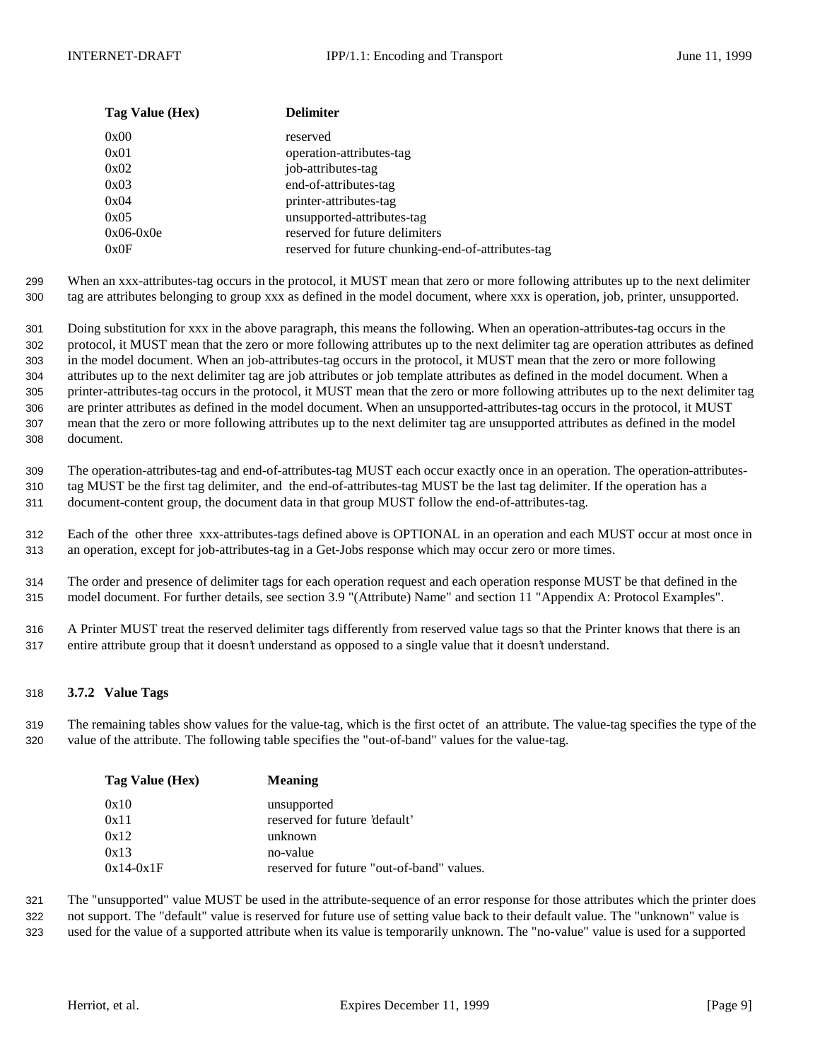| Tag Value (Hex) | Delimiter |
|---|---|
| 0x00 | reserved |
| 0x01 | operation-attributes-tag |
| 0x02 | job-attributes-tag |
| 0x03 | end-of-attributes-tag |
| 0x04 | printer-attributes-tag |
| 0x05 | unsupported-attributes-tag |
| 0x06-0x0e | reserved for future delimiters |
| 0x0F | reserved for future chunking-end-of-attributes-tag |

When an xxx-attributes-tag occurs in the protocol, it MUST mean that zero or more following attributes up to the next delimiter tag are attributes belonging to group xxx as defined in the model document, where xxx is operation, job, printer, unsupported.

Doing substitution for xxx in the above paragraph, this means the following. When an operation-attributes-tag occurs in the protocol, it MUST mean that the zero or more following attributes up to the next delimiter tag are operation attributes as defined in the model document. When an job-attributes-tag occurs in the protocol, it MUST mean that the zero or more following attributes up to the next delimiter tag are job attributes or job template attributes as defined in the model document. When a printer-attributes-tag occurs in the protocol, it MUST mean that the zero or more following attributes up to the next delimiter tag are printer attributes as defined in the model document. When an unsupported-attributes-tag occurs in the protocol, it MUST mean that the zero or more following attributes up to the next delimiter tag are unsupported attributes as defined in the model document.

The operation-attributes-tag and end-of-attributes-tag MUST each occur exactly once in an operation. The operation-attributes-tag MUST be the first tag delimiter, and the end-of-attributes-tag MUST be the last tag delimiter. If the operation has a document-content group, the document data in that group MUST follow the end-of-attributes-tag.

Each of the other three xxx-attributes-tags defined above is OPTIONAL in an operation and each MUST occur at most once in an operation, except for job-attributes-tag in a Get-Jobs response which may occur zero or more times.

The order and presence of delimiter tags for each operation request and each operation response MUST be that defined in the model document. For further details, see section 3.9 "(Attribute) Name" and section 11 "Appendix A: Protocol Examples".

A Printer MUST treat the reserved delimiter tags differently from reserved value tags so that the Printer knows that there is an entire attribute group that it doesn't understand as opposed to a single value that it doesn't understand.

### 3.7.2 Value Tags

The remaining tables show values for the value-tag, which is the first octet of an attribute. The value-tag specifies the type of the value of the attribute. The following table specifies the "out-of-band" values for the value-tag.

| Tag Value (Hex) | Meaning |
|---|---|
| 0x10 | unsupported |
| 0x11 | reserved for future 'default' |
| 0x12 | unknown |
| 0x13 | no-value |
| 0x14-0x1F | reserved for future "out-of-band" values. |

The "unsupported" value MUST be used in the attribute-sequence of an error response for those attributes which the printer does not support. The "default" value is reserved for future use of setting value back to their default value. The "unknown" value is used for the value of a supported attribute when its value is temporarily unknown. The "no-value" value is used for a supported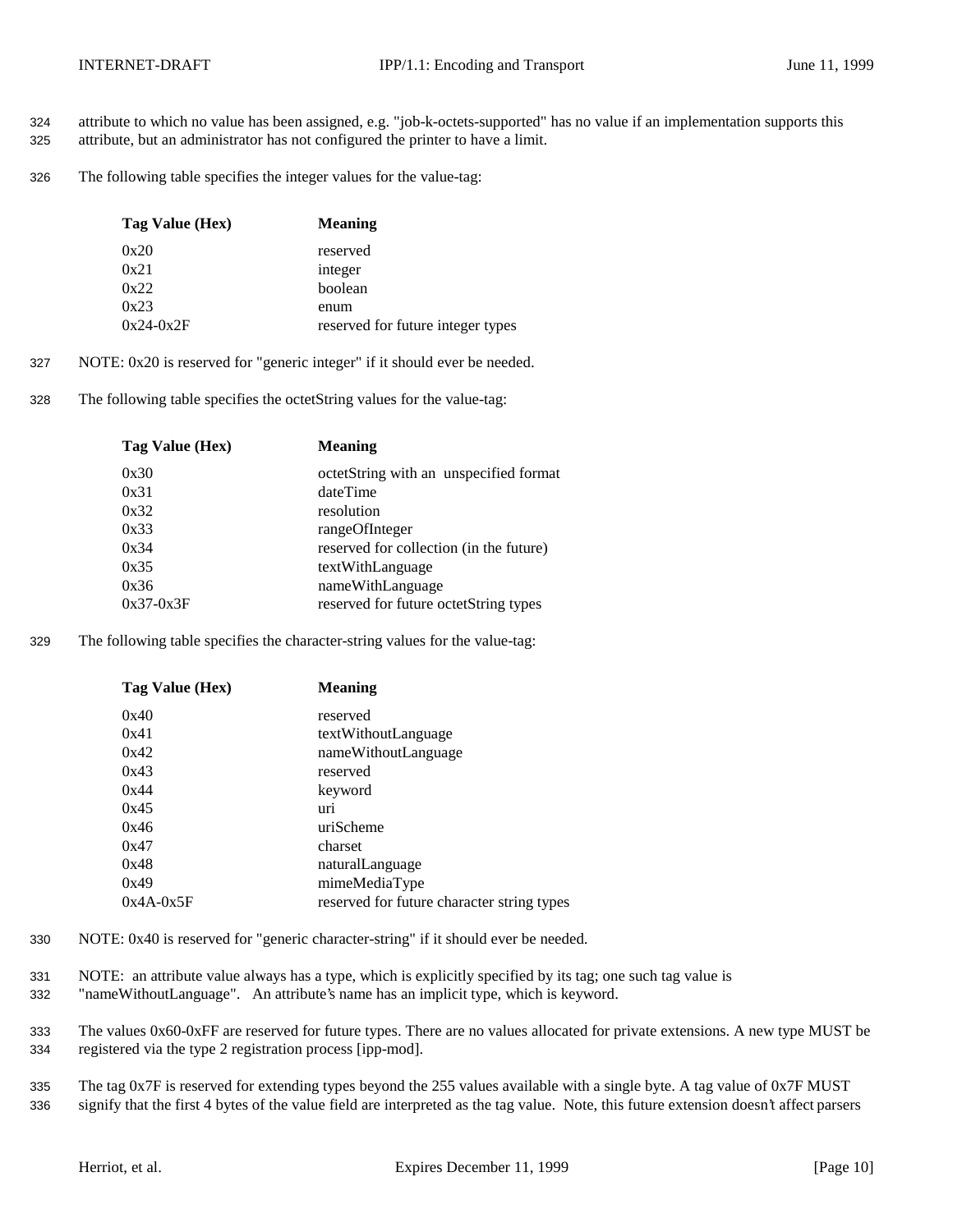attribute to which no value has been assigned, e.g. "job-k-octets-supported" has no value if an implementation supports this attribute, but an administrator has not configured the printer to have a limit.

The following table specifies the integer values for the value-tag:

| Tag Value (Hex) | Meaning |
|---|---|
| 0x20 | reserved |
| 0x21 | integer |
| 0x22 | boolean |
| 0x23 | enum |
| 0x24-0x2F | reserved for future integer types |

NOTE: 0x20 is reserved for "generic integer" if it should ever be needed.

The following table specifies the octetString values for the value-tag:

| Tag Value (Hex) | Meaning |
|---|---|
| 0x30 | octetString with an unspecified format |
| 0x31 | dateTime |
| 0x32 | resolution |
| 0x33 | rangeOfInteger |
| 0x34 | reserved for collection (in the future) |
| 0x35 | textWithLanguage |
| 0x36 | nameWithLanguage |
| 0x37-0x3F | reserved for future octetString types |

The following table specifies the character-string values for the value-tag:

| Tag Value (Hex) | Meaning |
|---|---|
| 0x40 | reserved |
| 0x41 | textWithoutLanguage |
| 0x42 | nameWithoutLanguage |
| 0x43 | reserved |
| 0x44 | keyword |
| 0x45 | uri |
| 0x46 | uriScheme |
| 0x47 | charset |
| 0x48 | naturalLanguage |
| 0x49 | mimeMediaType |
| 0x4A-0x5F | reserved for future character string types |

NOTE: 0x40 is reserved for "generic character-string" if it should ever be needed.

NOTE: an attribute value always has a type, which is explicitly specified by its tag; one such tag value is "nameWithoutLanguage". An attribute's name has an implicit type, which is keyword.

The values 0x60-0xFF are reserved for future types. There are no values allocated for private extensions. A new type MUST be registered via the type 2 registration process [ipp-mod].

The tag 0x7F is reserved for extending types beyond the 255 values available with a single byte. A tag value of 0x7F MUST signify that the first 4 bytes of the value field are interpreted as the tag value. Note, this future extension doesn't affect parsers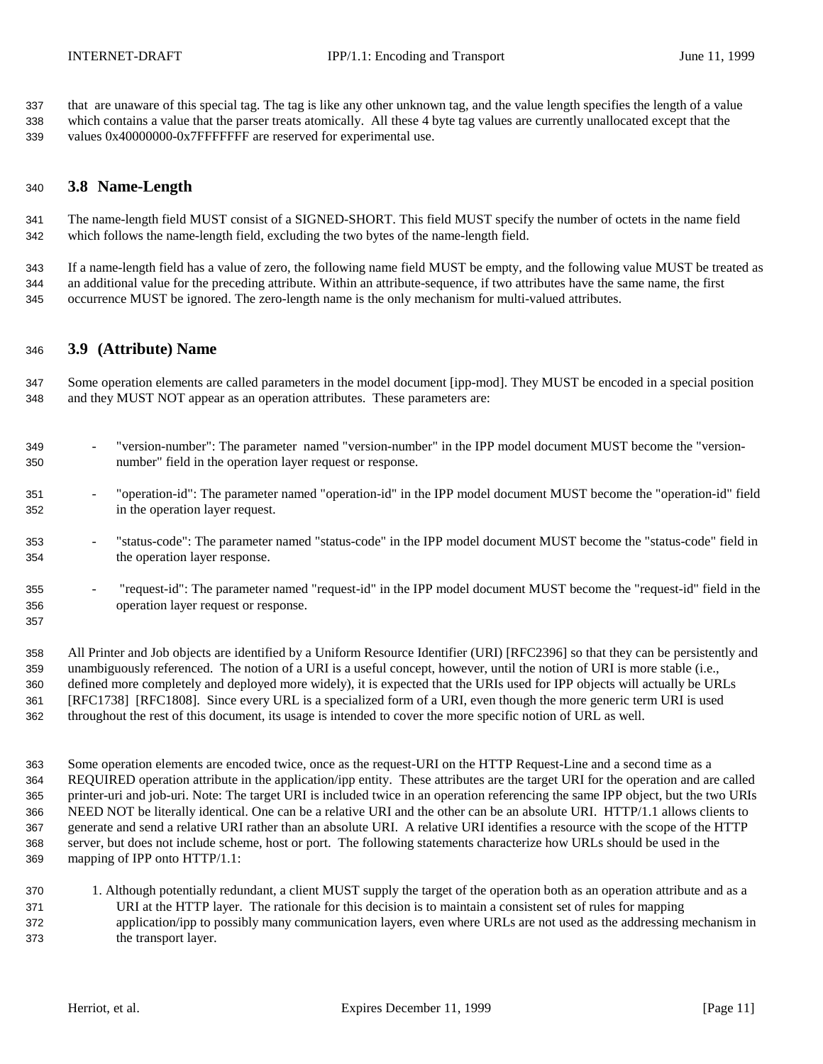that are unaware of this special tag. The tag is like any other unknown tag, and the value length specifies the length of a value which contains a value that the parser treats atomically. All these 4 byte tag values are currently unallocated except that the values 0x40000000-0x7FFFFFFF are reserved for experimental use.

### 3.8 Name-Length

The name-length field MUST consist of a SIGNED-SHORT. This field MUST specify the number of octets in the name field which follows the name-length field, excluding the two bytes of the name-length field.

If a name-length field has a value of zero, the following name field MUST be empty, and the following value MUST be treated as an additional value for the preceding attribute. Within an attribute-sequence, if two attributes have the same name, the first occurrence MUST be ignored. The zero-length name is the only mechanism for multi-valued attributes.

### 3.9 (Attribute) Name

Some operation elements are called parameters in the model document [ipp-mod]. They MUST be encoded in a special position and they MUST NOT appear as an operation attributes. These parameters are:

- "version-number": The parameter named "version-number" in the IPP model document MUST become the "version-number" field in the operation layer request or response.
- "operation-id": The parameter named "operation-id" in the IPP model document MUST become the "operation-id" field in the operation layer request.
- "status-code": The parameter named "status-code" in the IPP model document MUST become the "status-code" field in the operation layer response.
- "request-id": The parameter named "request-id" in the IPP model document MUST become the "request-id" field in the operation layer request or response.

All Printer and Job objects are identified by a Uniform Resource Identifier (URI) [RFC2396] so that they can be persistently and unambiguously referenced. The notion of a URI is a useful concept, however, until the notion of URI is more stable (i.e., defined more completely and deployed more widely), it is expected that the URIs used for IPP objects will actually be URLs [RFC1738] [RFC1808]. Since every URL is a specialized form of a URI, even though the more generic term URI is used throughout the rest of this document, its usage is intended to cover the more specific notion of URL as well.

Some operation elements are encoded twice, once as the request-URI on the HTTP Request-Line and a second time as a REQUIRED operation attribute in the application/ipp entity. These attributes are the target URI for the operation and are called printer-uri and job-uri. Note: The target URI is included twice in an operation referencing the same IPP object, but the two URIs NEED NOT be literally identical. One can be a relative URI and the other can be an absolute URI. HTTP/1.1 allows clients to generate and send a relative URI rather than an absolute URI. A relative URI identifies a resource with the scope of the HTTP server, but does not include scheme, host or port. The following statements characterize how URLs should be used in the mapping of IPP onto HTTP/1.1:

1. Although potentially redundant, a client MUST supply the target of the operation both as an operation attribute and as a URI at the HTTP layer. The rationale for this decision is to maintain a consistent set of rules for mapping application/ipp to possibly many communication layers, even where URLs are not used as the addressing mechanism in the transport layer.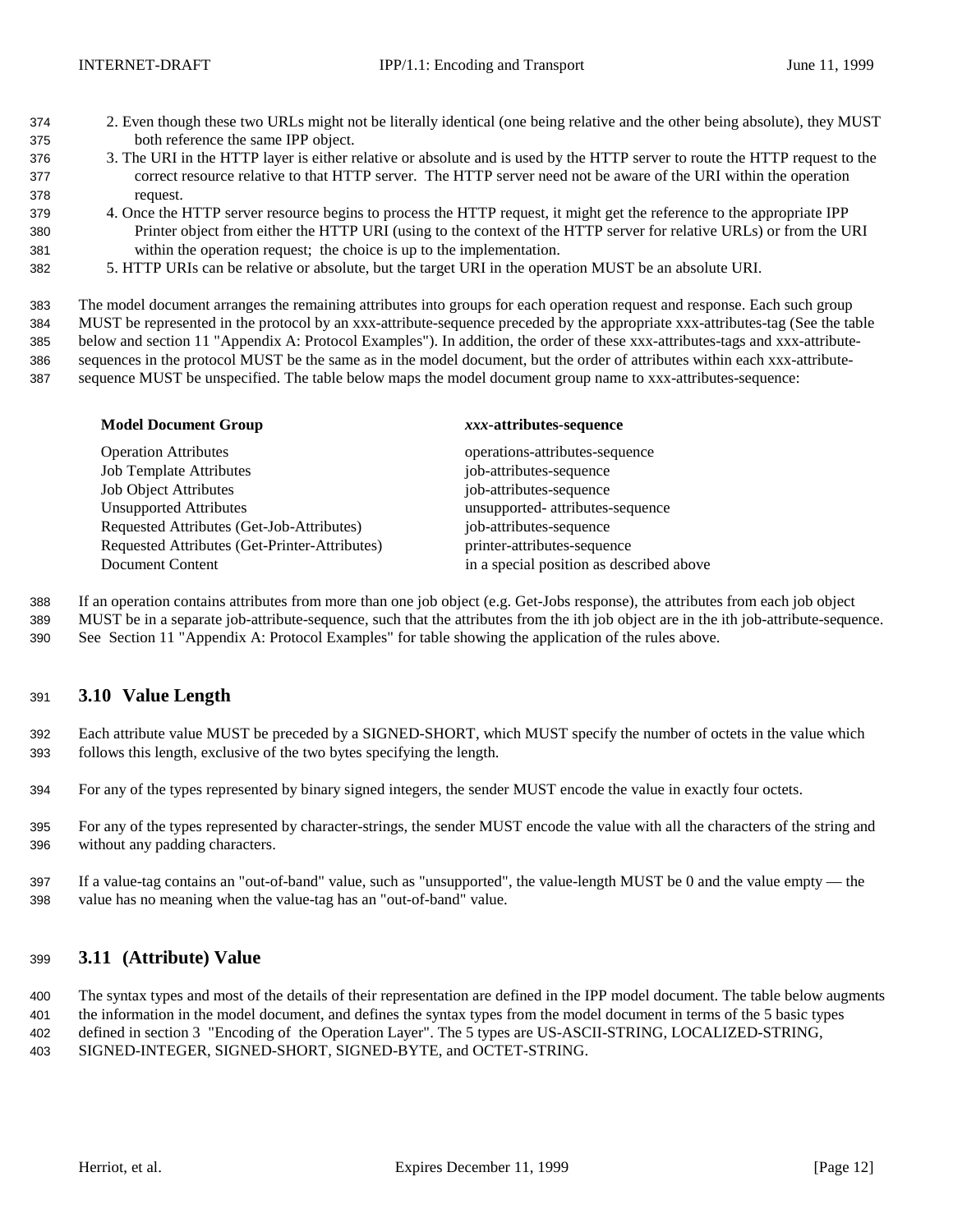2. Even though these two URLs might not be literally identical (one being relative and the other being absolute), they MUST both reference the same IPP object.
3. The URI in the HTTP layer is either relative or absolute and is used by the HTTP server to route the HTTP request to the correct resource relative to that HTTP server. The HTTP server need not be aware of the URI within the operation request.
4. Once the HTTP server resource begins to process the HTTP request, it might get the reference to the appropriate IPP Printer object from either the HTTP URI (using to the context of the HTTP server for relative URLs) or from the URI within the operation request; the choice is up to the implementation.
5. HTTP URIs can be relative or absolute, but the target URI in the operation MUST be an absolute URI.

The model document arranges the remaining attributes into groups for each operation request and response. Each such group MUST be represented in the protocol by an xxx-attribute-sequence preceded by the appropriate xxx-attributes-tag (See the table below and section 11 "Appendix A: Protocol Examples"). In addition, the order of these xxx-attributes-tags and xxx-attribute-sequences in the protocol MUST be the same as in the model document, but the order of attributes within each xxx-attribute-sequence MUST be unspecified. The table below maps the model document group name to xxx-attributes-sequence:

| Model Document Group | *xxx*-attributes-sequence |
|---|---|
| Operation Attributes | operations-attributes-sequence |
| Job Template Attributes | job-attributes-sequence |
| Job Object Attributes | job-attributes-sequence |
| Unsupported Attributes | unsupported- attributes-sequence |
| Requested Attributes (Get-Job-Attributes) | job-attributes-sequence |
| Requested Attributes (Get-Printer-Attributes) | printer-attributes-sequence |
| Document Content | in a special position as described above |

If an operation contains attributes from more than one job object (e.g. Get-Jobs response), the attributes from each job object MUST be in a separate job-attribute-sequence, such that the attributes from the ith job object are in the ith job-attribute-sequence. See Section 11 "Appendix A: Protocol Examples" for table showing the application of the rules above.

## 3.10 Value Length

Each attribute value MUST be preceded by a SIGNED-SHORT, which MUST specify the number of octets in the value which follows this length, exclusive of the two bytes specifying the length.

For any of the types represented by binary signed integers, the sender MUST encode the value in exactly four octets.

For any of the types represented by character-strings, the sender MUST encode the value with all the characters of the string and without any padding characters.

If a value-tag contains an "out-of-band" value, such as "unsupported", the value-length MUST be 0 and the value empty — the value has no meaning when the value-tag has an "out-of-band" value.

## 3.11 (Attribute) Value

The syntax types and most of the details of their representation are defined in the IPP model document. The table below augments the information in the model document, and defines the syntax types from the model document in terms of the 5 basic types defined in section 3 "Encoding of the Operation Layer". The 5 types are US-ASCII-STRING, LOCALIZED-STRING, SIGNED-INTEGER, SIGNED-SHORT, SIGNED-BYTE, and OCTET-STRING.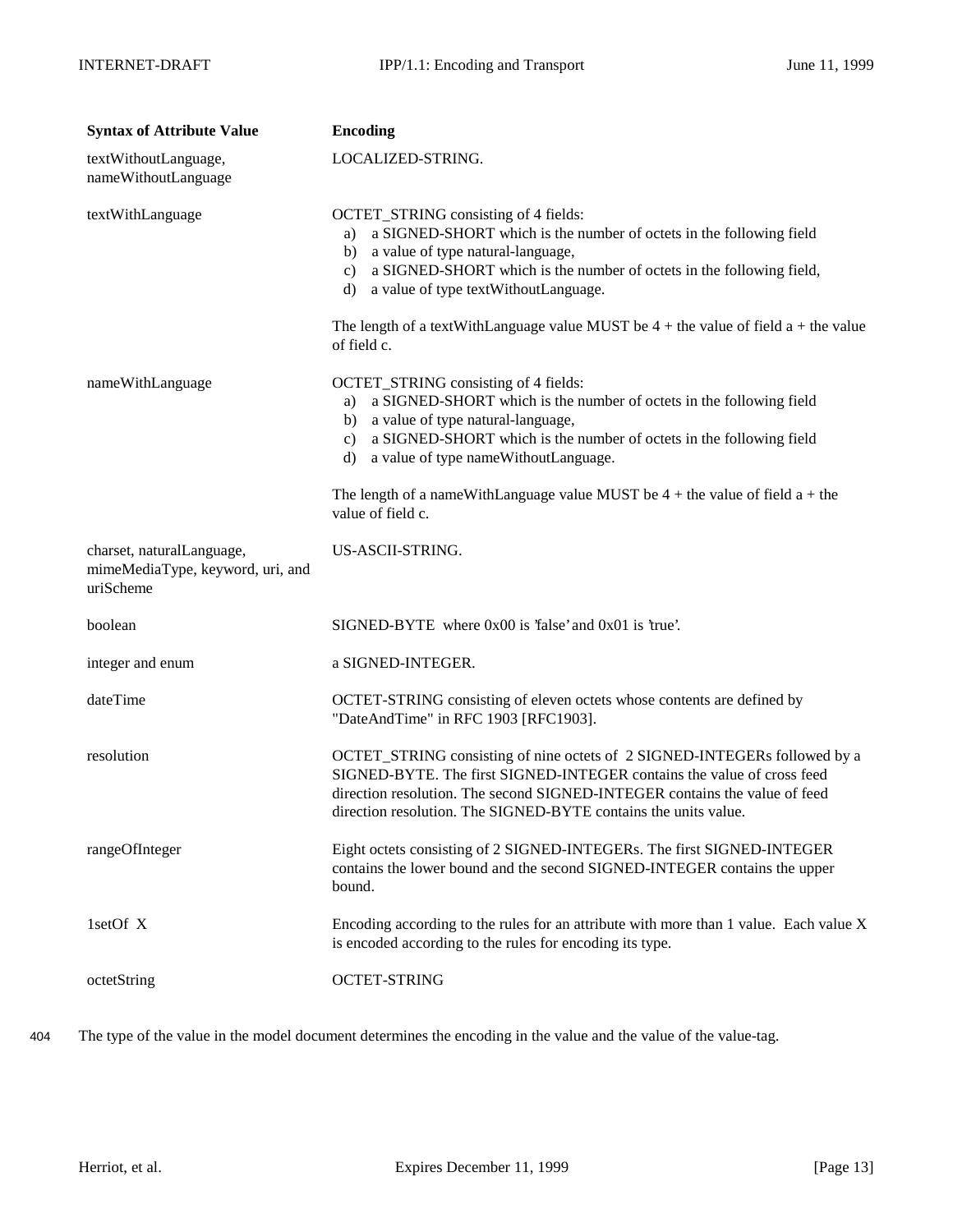| Syntax of Attribute Value | Encoding |
|---|---|
| textWithoutLanguage, nameWithoutLanguage | LOCALIZED-STRING. |
| textWithLanguage | OCTET_STRING consisting of 4 fields:<br>a) a SIGNED-SHORT which is the number of octets in the following field<br>b) a value of type natural-language,<br>c) a SIGNED-SHORT which is the number of octets in the following field,<br>d) a value of type textWithoutLanguage.<br><br>The length of a textWithLanguage value MUST be 4 + the value of field a + the value of field c. |
| nameWithLanguage | OCTET_STRING consisting of 4 fields:<br>a) a SIGNED-SHORT which is the number of octets in the following field<br>b) a value of type natural-language,<br>c) a SIGNED-SHORT which is the number of octets in the following field<br>d) a value of type nameWithoutLanguage.<br><br>The length of a nameWithLanguage value MUST be 4 + the value of field a + the value of field c. |
| charset, naturalLanguage, mimeMediaType, keyword, uri, and uriScheme | US-ASCII-STRING. |
| boolean | SIGNED-BYTE where 0x00 is 'false' and 0x01 is 'true'. |
| integer and enum | a SIGNED-INTEGER. |
| dateTime | OCTET-STRING consisting of eleven octets whose contents are defined by "DateAndTime" in RFC 1903 [RFC1903]. |
| resolution | OCTET_STRING consisting of nine octets of 2 SIGNED-INTEGERs followed by a SIGNED-BYTE. The first SIGNED-INTEGER contains the value of cross feed direction resolution. The second SIGNED-INTEGER contains the value of feed direction resolution. The SIGNED-BYTE contains the units value. |
| rangeOfInteger | Eight octets consisting of 2 SIGNED-INTEGERs. The first SIGNED-INTEGER contains the lower bound and the second SIGNED-INTEGER contains the upper bound. |
| 1setOf X | Encoding according to the rules for an attribute with more than 1 value. Each value X is encoded according to the rules for encoding its type. |
| octetString | OCTET-STRING |

404 The type of the value in the model document determines the encoding in the value and the value of the value-tag.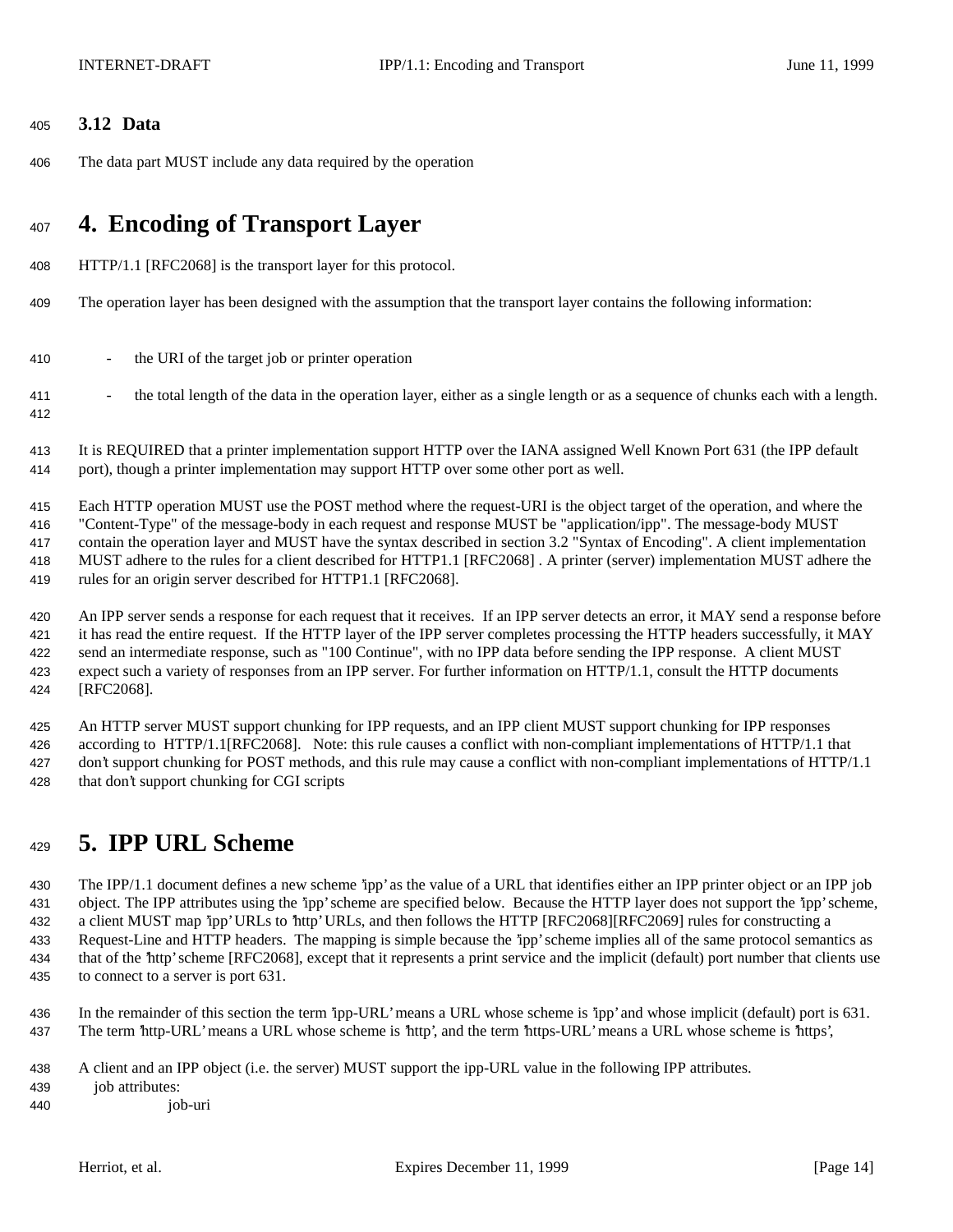### 3.12 Data

The data part MUST include any data required by the operation

# 4. Encoding of Transport Layer

HTTP/1.1 [RFC2068] is the transport layer for this protocol.

The operation layer has been designed with the assumption that the transport layer contains the following information:

- the URI of the target job or printer operation
- the total length of the data in the operation layer, either as a single length or as a sequence of chunks each with a length.

It is REQUIRED that a printer implementation support HTTP over the IANA assigned Well Known Port 631 (the IPP default port), though a printer implementation may support HTTP over some other port as well.

Each HTTP operation MUST use the POST method where the request-URI is the object target of the operation, and where the "Content-Type" of the message-body in each request and response MUST be "application/ipp". The message-body MUST contain the operation layer and MUST have the syntax described in section 3.2 "Syntax of Encoding". A client implementation MUST adhere to the rules for a client described for HTTP1.1 [RFC2068] . A printer (server) implementation MUST adhere the rules for an origin server described for HTTP1.1 [RFC2068].

An IPP server sends a response for each request that it receives. If an IPP server detects an error, it MAY send a response before it has read the entire request. If the HTTP layer of the IPP server completes processing the HTTP headers successfully, it MAY send an intermediate response, such as "100 Continue", with no IPP data before sending the IPP response. A client MUST expect such a variety of responses from an IPP server. For further information on HTTP/1.1, consult the HTTP documents [RFC2068].

An HTTP server MUST support chunking for IPP requests, and an IPP client MUST support chunking for IPP responses according to HTTP/1.1[RFC2068]. Note: this rule causes a conflict with non-compliant implementations of HTTP/1.1 that don't support chunking for POST methods, and this rule may cause a conflict with non-compliant implementations of HTTP/1.1 that don't support chunking for CGI scripts

# 5. IPP URL Scheme

The IPP/1.1 document defines a new scheme 'ipp' as the value of a URL that identifies either an IPP printer object or an IPP job object. The IPP attributes using the 'ipp' scheme are specified below. Because the HTTP layer does not support the 'ipp' scheme, a client MUST map 'ipp' URLs to 'http' URLs, and then follows the HTTP [RFC2068][RFC2069] rules for constructing a Request-Line and HTTP headers. The mapping is simple because the 'ipp' scheme implies all of the same protocol semantics as that of the 'http' scheme [RFC2068], except that it represents a print service and the implicit (default) port number that clients use to connect to a server is port 631.

In the remainder of this section the term 'ipp-URL' means a URL whose scheme is 'ipp' and whose implicit (default) port is 631. The term 'http-URL' means a URL whose scheme is 'http', and the term 'https-URL' means a URL whose scheme is 'https',

A client and an IPP object (i.e. the server) MUST support the ipp-URL value in the following IPP attributes.

job attributes:

job-uri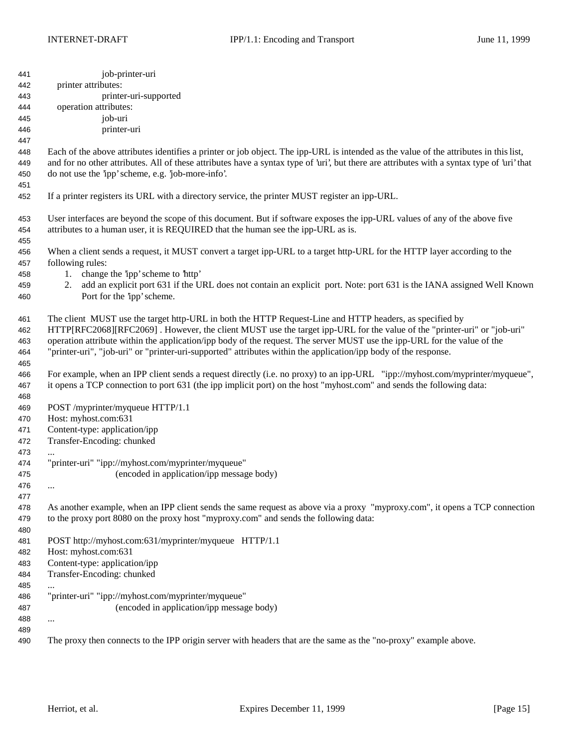job-printer-uri

printer attributes:

printer-uri-supported

operation attributes:

job-uri

printer-uri

Each of the above attributes identifies a printer or job object. The ipp-URL is intended as the value of the attributes in this list, and for no other attributes. All of these attributes have a syntax type of 'uri', but there are attributes with a syntax type of 'uri' that do not use the 'ipp' scheme, e.g. 'job-more-info'.

If a printer registers its URL with a directory service, the printer MUST register an ipp-URL.

User interfaces are beyond the scope of this document. But if software exposes the ipp-URL values of any of the above five attributes to a human user, it is REQUIRED that the human see the ipp-URL as is.

When a client sends a request, it MUST convert a target ipp-URL to a target http-URL for the HTTP layer according to the following rules:

1. change the 'ipp' scheme to 'http'
2. add an explicit port 631 if the URL does not contain an explicit port. Note: port 631 is the IANA assigned Well Known Port for the 'ipp' scheme.

The client MUST use the target http-URL in both the HTTP Request-Line and HTTP headers, as specified by HTTP[RFC2068][RFC2069] . However, the client MUST use the target ipp-URL for the value of the "printer-uri" or "job-uri" operation attribute within the application/ipp body of the request. The server MUST use the ipp-URL for the value of the "printer-uri", "job-uri" or "printer-uri-supported" attributes within the application/ipp body of the response.

For example, when an IPP client sends a request directly (i.e. no proxy) to an ipp-URL "ipp://myhost.com/myprinter/myqueue", it opens a TCP connection to port 631 (the ipp implicit port) on the host "myhost.com" and sends the following data:

```
POST /myprinter/myqueue HTTP/1.1
Host: myhost.com:631
Content-type: application/ipp
Transfer-Encoding: chunked
...
"printer-uri" "ipp://myhost.com/myprinter/myqueue"
                    (encoded in application/ipp message body)
...
```

As another example, when an IPP client sends the same request as above via a proxy "myproxy.com", it opens a TCP connection to the proxy port 8080 on the proxy host "myproxy.com" and sends the following data:

```
POST http://myhost.com:631/myprinter/myqueue   HTTP/1.1
Host: myhost.com:631
Content-type: application/ipp
Transfer-Encoding: chunked
...
"printer-uri" "ipp://myhost.com/myprinter/myqueue"
                    (encoded in application/ipp message body)
...
```

The proxy then connects to the IPP origin server with headers that are the same as the "no-proxy" example above.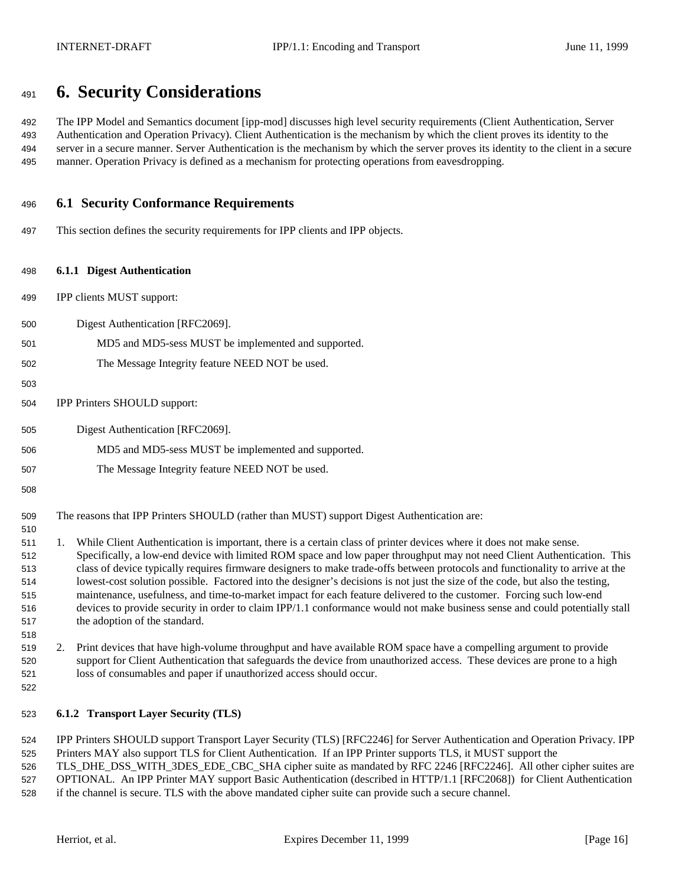# 6. Security Considerations

The IPP Model and Semantics document [ipp-mod] discusses high level security requirements (Client Authentication, Server Authentication and Operation Privacy). Client Authentication is the mechanism by which the client proves its identity to the server in a secure manner. Server Authentication is the mechanism by which the server proves its identity to the client in a secure manner. Operation Privacy is defined as a mechanism for protecting operations from eavesdropping.

## 6.1 Security Conformance Requirements

This section defines the security requirements for IPP clients and IPP objects.

### 6.1.1 Digest Authentication

IPP clients MUST support:

Digest Authentication [RFC2069].

MD5 and MD5-sess MUST be implemented and supported.

The Message Integrity feature NEED NOT be used.

IPP Printers SHOULD support:

Digest Authentication [RFC2069].

MD5 and MD5-sess MUST be implemented and supported.

The Message Integrity feature NEED NOT be used.

The reasons that IPP Printers SHOULD (rather than MUST) support Digest Authentication are:

1. While Client Authentication is important, there is a certain class of printer devices where it does not make sense. Specifically, a low-end device with limited ROM space and low paper throughput may not need Client Authentication. This class of device typically requires firmware designers to make trade-offs between protocols and functionality to arrive at the lowest-cost solution possible. Factored into the designer's decisions is not just the size of the code, but also the testing, maintenance, usefulness, and time-to-market impact for each feature delivered to the customer. Forcing such low-end devices to provide security in order to claim IPP/1.1 conformance would not make business sense and could potentially stall the adoption of the standard.

2. Print devices that have high-volume throughput and have available ROM space have a compelling argument to provide support for Client Authentication that safeguards the device from unauthorized access. These devices are prone to a high loss of consumables and paper if unauthorized access should occur.

### 6.1.2 Transport Layer Security (TLS)

IPP Printers SHOULD support Transport Layer Security (TLS) [RFC2246] for Server Authentication and Operation Privacy. IPP Printers MAY also support TLS for Client Authentication. If an IPP Printer supports TLS, it MUST support the TLS_DHE_DSS_WITH_3DES_EDE_CBC_SHA cipher suite as mandated by RFC 2246 [RFC2246]. All other cipher suites are OPTIONAL. An IPP Printer MAY support Basic Authentication (described in HTTP/1.1 [RFC2068]) for Client Authentication if the channel is secure. TLS with the above mandated cipher suite can provide such a secure channel.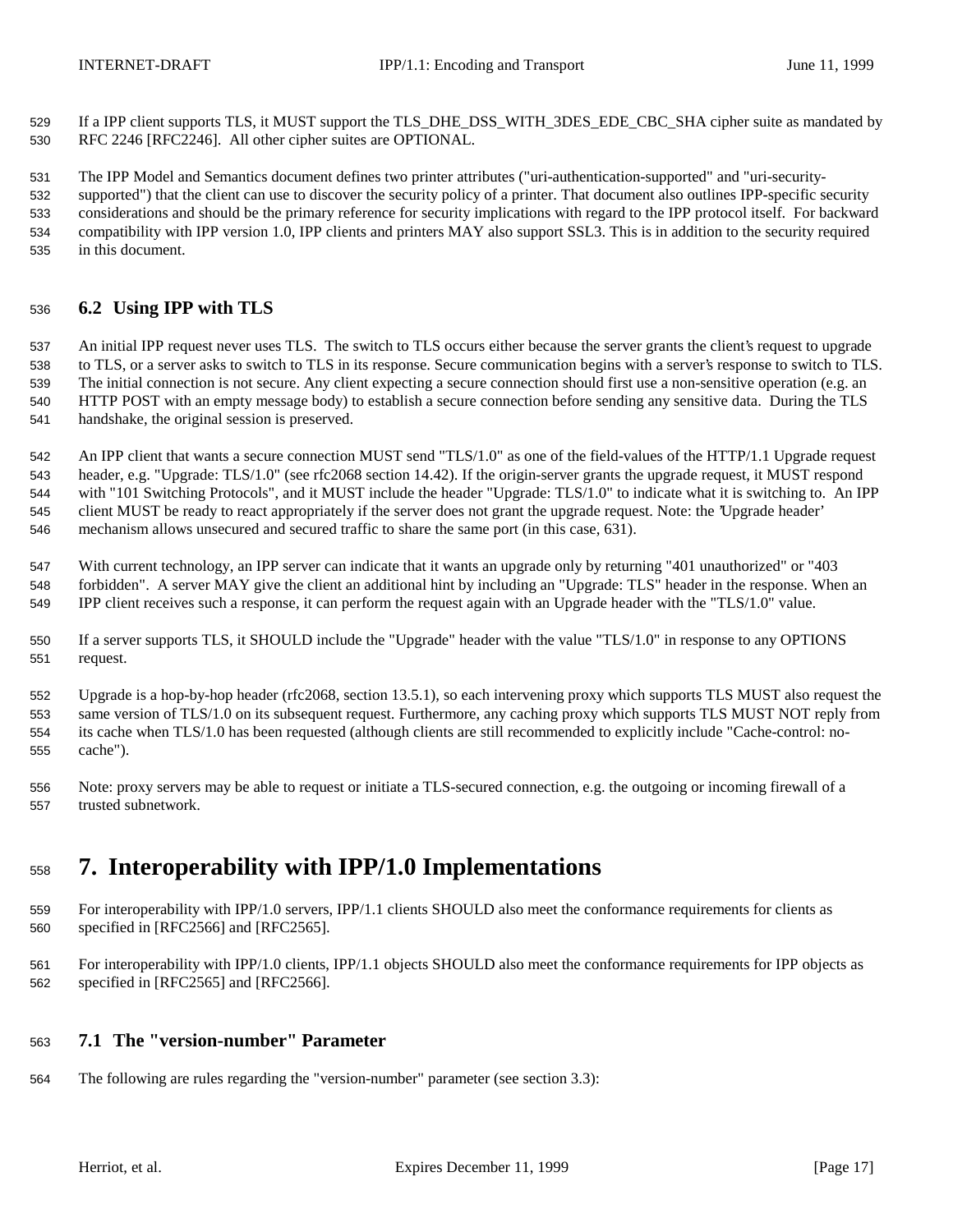If a IPP client supports TLS, it MUST support the TLS_DHE_DSS_WITH_3DES_EDE_CBC_SHA cipher suite as mandated by RFC 2246 [RFC2246]. All other cipher suites are OPTIONAL.

The IPP Model and Semantics document defines two printer attributes ("uri-authentication-supported" and "uri-security-supported") that the client can use to discover the security policy of a printer. That document also outlines IPP-specific security considerations and should be the primary reference for security implications with regard to the IPP protocol itself. For backward compatibility with IPP version 1.0, IPP clients and printers MAY also support SSL3. This is in addition to the security required in this document.

### 6.2 Using IPP with TLS

An initial IPP request never uses TLS. The switch to TLS occurs either because the server grants the client's request to upgrade to TLS, or a server asks to switch to TLS in its response. Secure communication begins with a server's response to switch to TLS. The initial connection is not secure. Any client expecting a secure connection should first use a non-sensitive operation (e.g. an HTTP POST with an empty message body) to establish a secure connection before sending any sensitive data. During the TLS handshake, the original session is preserved.

An IPP client that wants a secure connection MUST send "TLS/1.0" as one of the field-values of the HTTP/1.1 Upgrade request header, e.g. "Upgrade: TLS/1.0" (see rfc2068 section 14.42). If the origin-server grants the upgrade request, it MUST respond with "101 Switching Protocols", and it MUST include the header "Upgrade: TLS/1.0" to indicate what it is switching to. An IPP client MUST be ready to react appropriately if the server does not grant the upgrade request. Note: the 'Upgrade header' mechanism allows unsecured and secured traffic to share the same port (in this case, 631).

With current technology, an IPP server can indicate that it wants an upgrade only by returning "401 unauthorized" or "403 forbidden". A server MAY give the client an additional hint by including an "Upgrade: TLS" header in the response. When an IPP client receives such a response, it can perform the request again with an Upgrade header with the "TLS/1.0" value.

If a server supports TLS, it SHOULD include the "Upgrade" header with the value "TLS/1.0" in response to any OPTIONS request.

Upgrade is a hop-by-hop header (rfc2068, section 13.5.1), so each intervening proxy which supports TLS MUST also request the same version of TLS/1.0 on its subsequent request. Furthermore, any caching proxy which supports TLS MUST NOT reply from its cache when TLS/1.0 has been requested (although clients are still recommended to explicitly include "Cache-control: no-cache").

Note: proxy servers may be able to request or initiate a TLS-secured connection, e.g. the outgoing or incoming firewall of a trusted subnetwork.

# 7. Interoperability with IPP/1.0 Implementations

For interoperability with IPP/1.0 servers, IPP/1.1 clients SHOULD also meet the conformance requirements for clients as specified in [RFC2566] and [RFC2565].

For interoperability with IPP/1.0 clients, IPP/1.1 objects SHOULD also meet the conformance requirements for IPP objects as specified in [RFC2565] and [RFC2566].

### 7.1 The "version-number" Parameter

The following are rules regarding the "version-number" parameter (see section 3.3):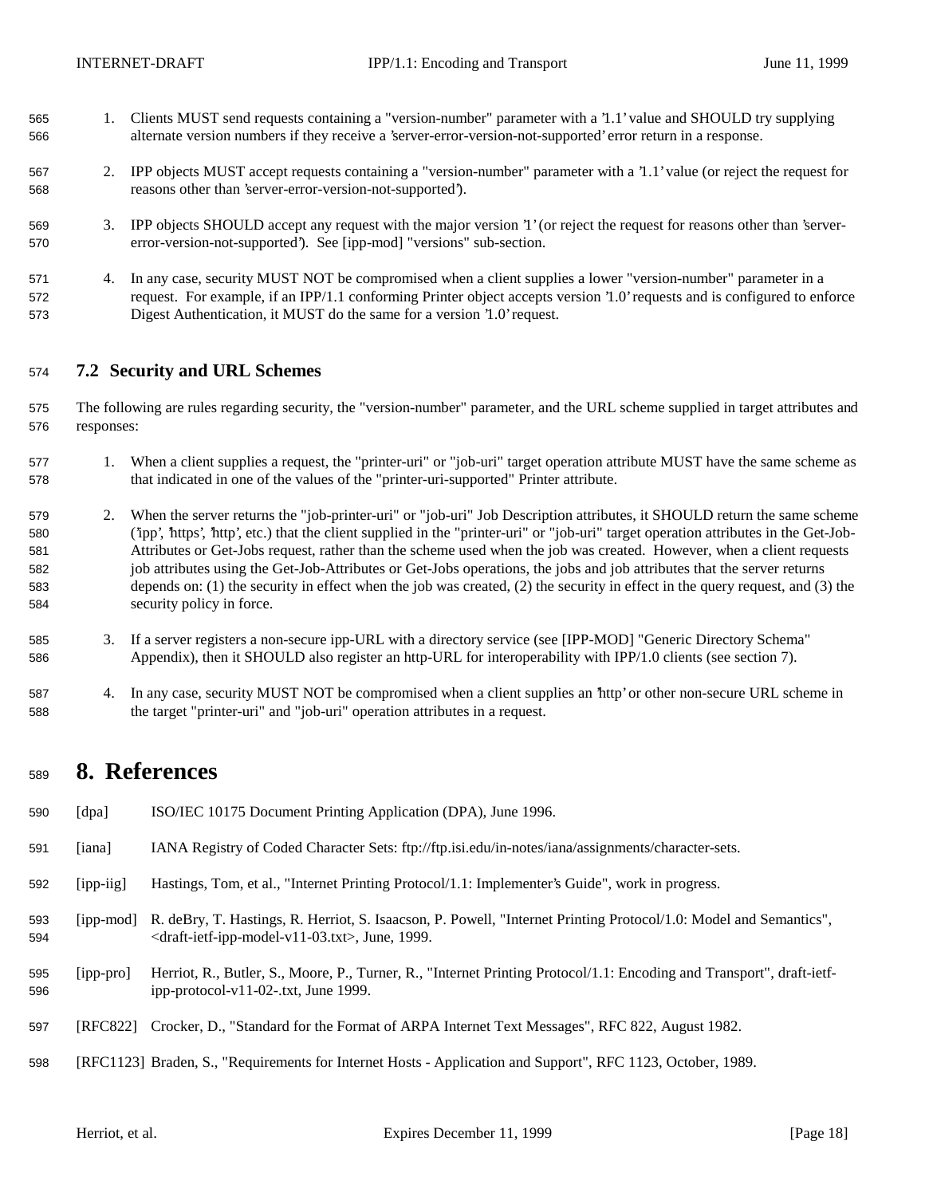1. Clients MUST send requests containing a "version-number" parameter with a '1.1' value and SHOULD try supplying alternate version numbers if they receive a 'server-error-version-not-supported' error return in a response.

2. IPP objects MUST accept requests containing a "version-number" parameter with a '1.1' value (or reject the request for reasons other than 'server-error-version-not-supported').

3. IPP objects SHOULD accept any request with the major version '1' (or reject the request for reasons other than 'server-error-version-not-supported'). See [ipp-mod] "versions" sub-section.

4. In any case, security MUST NOT be compromised when a client supplies a lower "version-number" parameter in a request. For example, if an IPP/1.1 conforming Printer object accepts version '1.0' requests and is configured to enforce Digest Authentication, it MUST do the same for a version '1.0' request.

## 7.2 Security and URL Schemes

The following are rules regarding security, the "version-number" parameter, and the URL scheme supplied in target attributes and responses:

1. When a client supplies a request, the "printer-uri" or "job-uri" target operation attribute MUST have the same scheme as that indicated in one of the values of the "printer-uri-supported" Printer attribute.

2. When the server returns the "job-printer-uri" or "job-uri" Job Description attributes, it SHOULD return the same scheme ('ipp', 'https', 'http', etc.) that the client supplied in the "printer-uri" or "job-uri" target operation attributes in the Get-Job-Attributes or Get-Jobs request, rather than the scheme used when the job was created. However, when a client requests job attributes using the Get-Job-Attributes or Get-Jobs operations, the jobs and job attributes that the server returns depends on: (1) the security in effect when the job was created, (2) the security in effect in the query request, and (3) the security policy in force.

3. If a server registers a non-secure ipp-URL with a directory service (see [IPP-MOD] "Generic Directory Schema" Appendix), then it SHOULD also register an http-URL for interoperability with IPP/1.0 clients (see section 7).

4. In any case, security MUST NOT be compromised when a client supplies an 'http' or other non-secure URL scheme in the target "printer-uri" and "job-uri" operation attributes in a request.

# 8. References

[dpa] ISO/IEC 10175 Document Printing Application (DPA), June 1996.

[iana] IANA Registry of Coded Character Sets: ftp://ftp.isi.edu/in-notes/iana/assignments/character-sets.

[ipp-iig] Hastings, Tom, et al., "Internet Printing Protocol/1.1: Implementer's Guide", work in progress.

[ipp-mod] R. deBry, T. Hastings, R. Herriot, S. Isaacson, P. Powell, "Internet Printing Protocol/1.0: Model and Semantics", <draft-ietf-ipp-model-v11-03.txt>, June, 1999.

[ipp-pro] Herriot, R., Butler, S., Moore, P., Turner, R., "Internet Printing Protocol/1.1: Encoding and Transport", draft-ietf-ipp-protocol-v11-02-.txt, June 1999.

[RFC822] Crocker, D., "Standard for the Format of ARPA Internet Text Messages", RFC 822, August 1982.

[RFC1123] Braden, S., "Requirements for Internet Hosts - Application and Support", RFC 1123, October, 1989.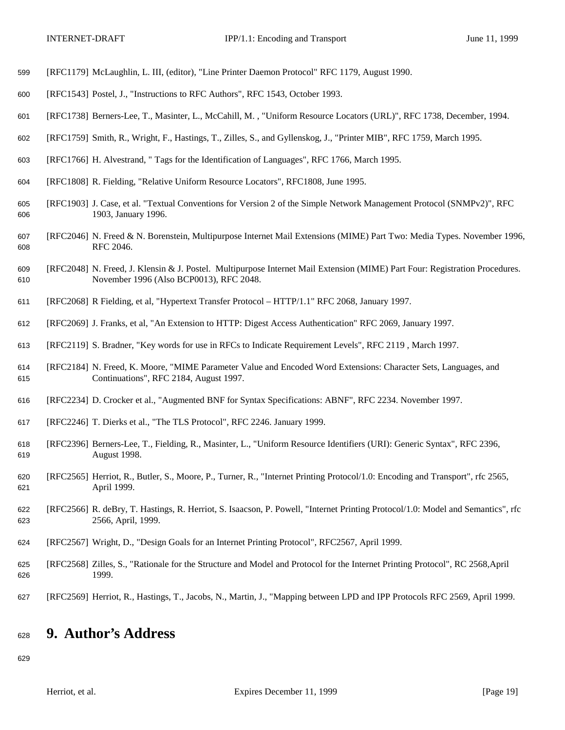[RFC1179] McLaughlin, L. III, (editor), "Line Printer Daemon Protocol" RFC 1179, August 1990.

[RFC1543] Postel, J., "Instructions to RFC Authors", RFC 1543, October 1993.

[RFC1738] Berners-Lee, T., Masinter, L., McCahill, M. , "Uniform Resource Locators (URL)", RFC 1738, December, 1994.

[RFC1759] Smith, R., Wright, F., Hastings, T., Zilles, S., and Gyllenskog, J., "Printer MIB", RFC 1759, March 1995.

[RFC1766] H. Alvestrand, " Tags for the Identification of Languages", RFC 1766, March 1995.

[RFC1808] R. Fielding, "Relative Uniform Resource Locators", RFC1808, June 1995.

[RFC1903] J. Case, et al. "Textual Conventions for Version 2 of the Simple Network Management Protocol (SNMPv2)", RFC 1903, January 1996.

[RFC2046] N. Freed & N. Borenstein, Multipurpose Internet Mail Extensions (MIME) Part Two: Media Types. November 1996, RFC 2046.

[RFC2048] N. Freed, J. Klensin & J. Postel. Multipurpose Internet Mail Extension (MIME) Part Four: Registration Procedures. November 1996 (Also BCP0013), RFC 2048.

[RFC2068] R Fielding, et al, "Hypertext Transfer Protocol – HTTP/1.1" RFC 2068, January 1997.

[RFC2069] J. Franks, et al, "An Extension to HTTP: Digest Access Authentication" RFC 2069, January 1997.

[RFC2119] S. Bradner, "Key words for use in RFCs to Indicate Requirement Levels", RFC 2119 , March 1997.

[RFC2184] N. Freed, K. Moore, "MIME Parameter Value and Encoded Word Extensions: Character Sets, Languages, and Continuations", RFC 2184, August 1997.

[RFC2234] D. Crocker et al., "Augmented BNF for Syntax Specifications: ABNF", RFC 2234. November 1997.

[RFC2246] T. Dierks et al., "The TLS Protocol", RFC 2246. January 1999.

[RFC2396] Berners-Lee, T., Fielding, R., Masinter, L., "Uniform Resource Identifiers (URI): Generic Syntax", RFC 2396, August 1998.

[RFC2565] Herriot, R., Butler, S., Moore, P., Turner, R., "Internet Printing Protocol/1.0: Encoding and Transport", rfc 2565, April 1999.

[RFC2566] R. deBry, T. Hastings, R. Herriot, S. Isaacson, P. Powell, "Internet Printing Protocol/1.0: Model and Semantics", rfc 2566, April, 1999.

[RFC2567] Wright, D., "Design Goals for an Internet Printing Protocol", RFC2567, April 1999.

[RFC2568] Zilles, S., "Rationale for the Structure and Model and Protocol for the Internet Printing Protocol", RC 2568,April 1999.

[RFC2569] Herriot, R., Hastings, T., Jacobs, N., Martin, J., "Mapping between LPD and IPP Protocols RFC 2569, April 1999.

# 9. Author's Address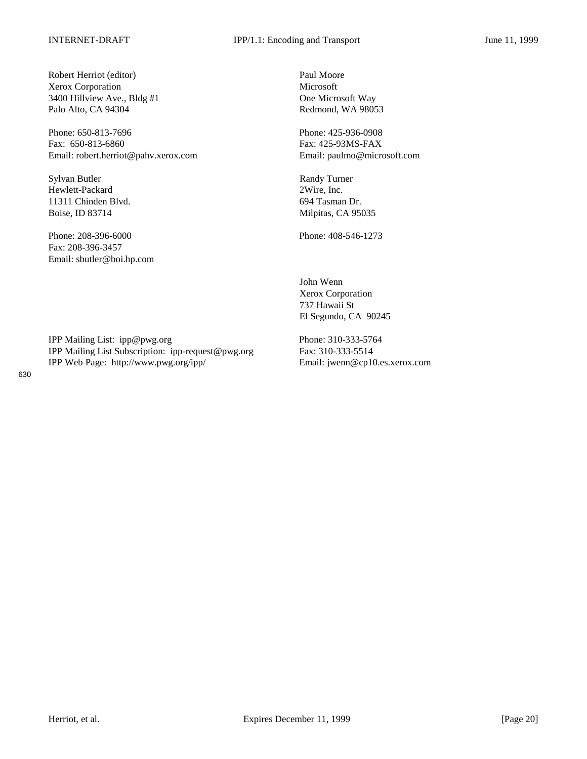Robert Herriot (editor)
Xerox Corporation
3400 Hillview Ave., Bldg #1
Palo Alto, CA 94304

Phone: 650-813-7696
Fax: 650-813-6860
Email: robert.herriot@pahv.xerox.com

Paul Moore
Microsoft
One Microsoft Way
Redmond, WA 98053

Phone: 425-936-0908
Fax: 425-93MS-FAX
Email: paulmo@microsoft.com

Sylvan Butler
Hewlett-Packard
11311 Chinden Blvd.
Boise, ID 83714

Phone: 208-396-6000
Fax: 208-396-3457
Email: sbutler@boi.hp.com

Randy Turner
2Wire, Inc.
694 Tasman Dr.
Milpitas, CA 95035

Phone: 408-546-1273

John Wenn
Xerox Corporation
737 Hawaii St
El Segundo, CA 90245

Phone: 310-333-5764
Fax: 310-333-5514
Email: jwenn@cp10.es.xerox.com

IPP Mailing List: ipp@pwg.org
IPP Mailing List Subscription: ipp-request@pwg.org
IPP Web Page: http://www.pwg.org/ipp/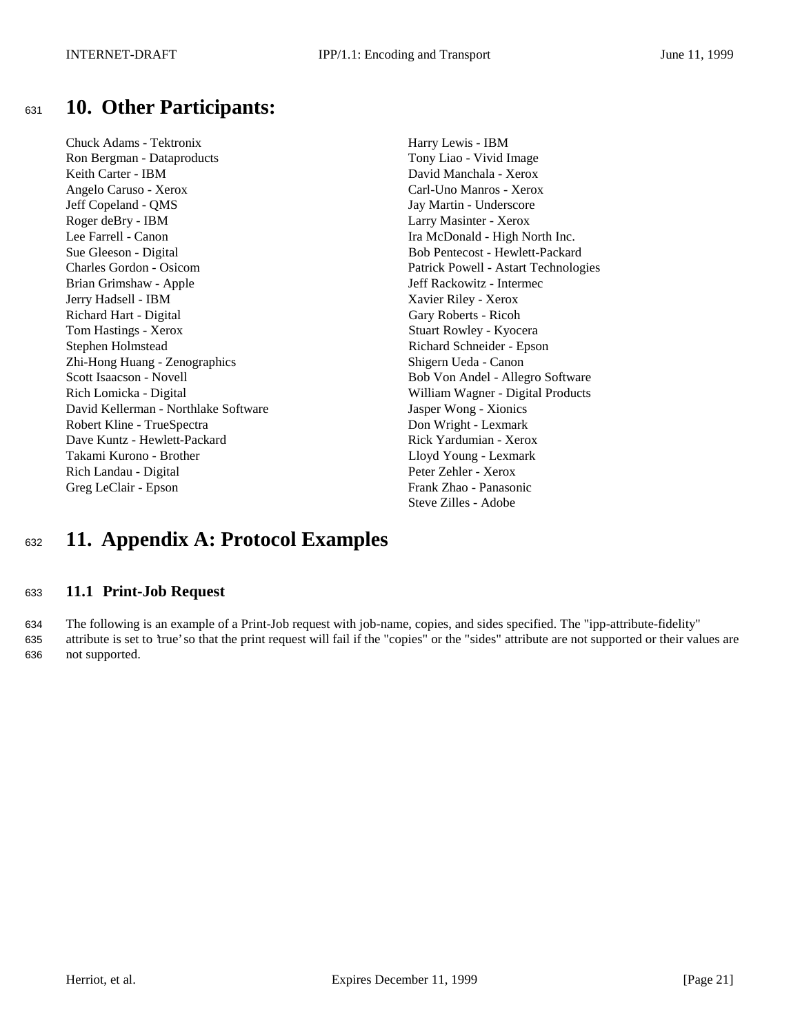# 10. Other Participants:

Chuck Adams - Tektronix
Ron Bergman - Dataproducts
Keith Carter - IBM
Angelo Caruso - Xerox
Jeff Copeland - QMS
Roger deBry - IBM
Lee Farrell - Canon
Sue Gleeson - Digital
Charles Gordon - Osicom
Brian Grimshaw - Apple
Jerry Hadsell - IBM
Richard Hart - Digital
Tom Hastings - Xerox
Stephen Holmstead
Zhi-Hong Huang - Zenographics
Scott Isaacson - Novell
Rich Lomicka - Digital
David Kellerman - Northlake Software
Robert Kline - TrueSpectra
Dave Kuntz - Hewlett-Packard
Takami Kurono - Brother
Rich Landau - Digital
Greg LeClair - Epson
Harry Lewis - IBM
Tony Liao - Vivid Image
David Manchala - Xerox
Carl-Uno Manros - Xerox
Jay Martin - Underscore
Larry Masinter - Xerox
Ira McDonald - High North Inc.
Bob Pentecost - Hewlett-Packard
Patrick Powell - Astart Technologies
Jeff Rackowitz - Intermec
Xavier Riley - Xerox
Gary Roberts - Ricoh
Stuart Rowley - Kyocera
Richard Schneider - Epson
Shigern Ueda - Canon
Bob Von Andel - Allegro Software
William Wagner - Digital Products
Jasper Wong - Xionics
Don Wright - Lexmark
Rick Yardumian - Xerox
Lloyd Young - Lexmark
Peter Zehler - Xerox
Frank Zhao - Panasonic
Steve Zilles - Adobe

# 11. Appendix A: Protocol Examples

## 11.1 Print-Job Request

The following is an example of a Print-Job request with job-name, copies, and sides specified. The "ipp-attribute-fidelity" attribute is set to 'true' so that the print request will fail if the "copies" or the "sides" attribute are not supported or their values are not supported.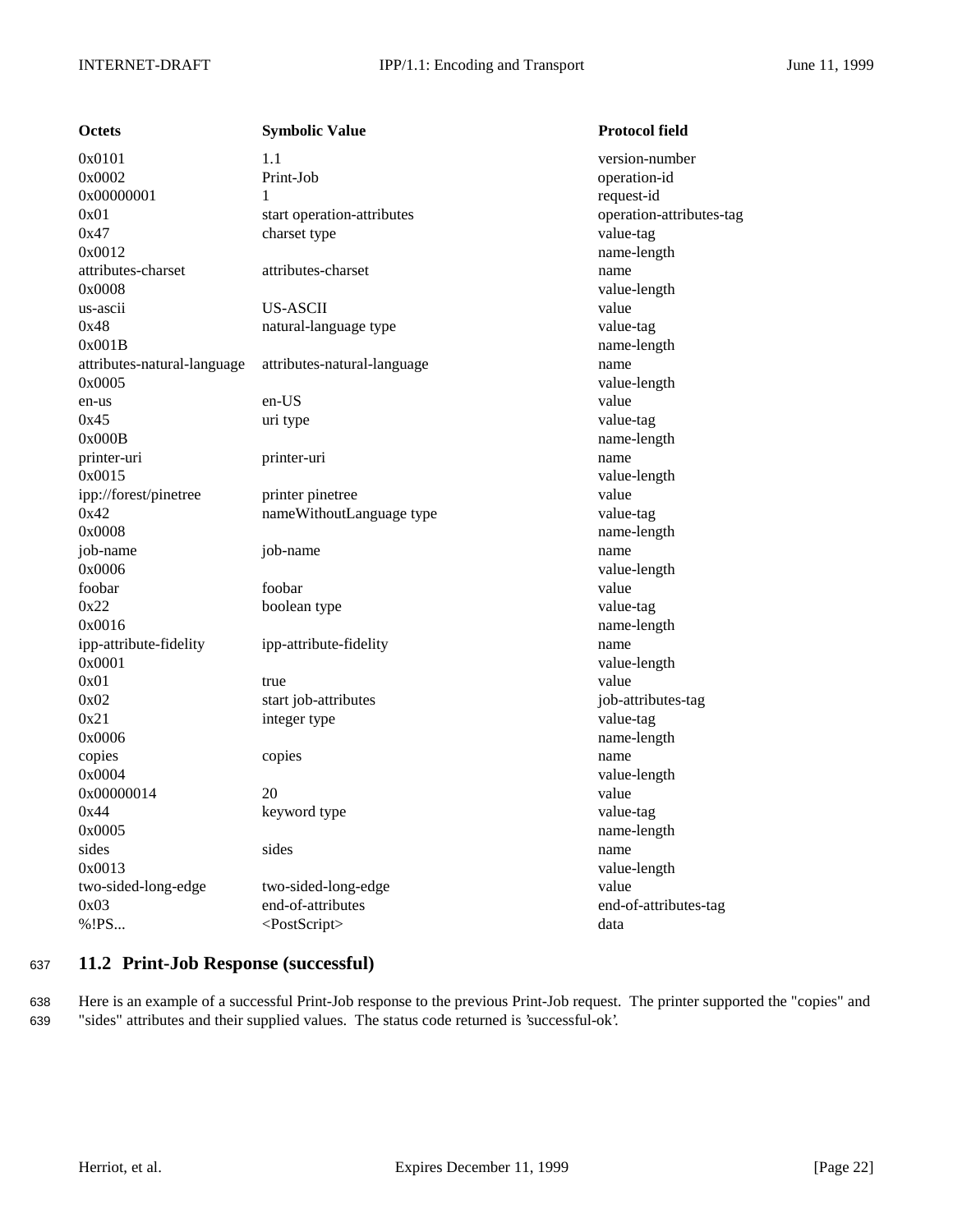| Octets | Symbolic Value | Protocol field |
| --- | --- | --- |
| 0x0101 | 1.1 | version-number |
| 0x0002 | Print-Job | operation-id |
| 0x00000001 | 1 | request-id |
| 0x01 | start operation-attributes | operation-attributes-tag |
| 0x47 | charset type | value-tag |
| 0x0012 | | name-length |
| attributes-charset | attributes-charset | name |
| 0x0008 | | value-length |
| us-ascii | US-ASCII | value |
| 0x48 | natural-language type | value-tag |
| 0x001B | | name-length |
| attributes-natural-language | attributes-natural-language | name |
| 0x0005 | | value-length |
| en-us | en-US | value |
| 0x45 | uri type | value-tag |
| 0x000B | | name-length |
| printer-uri | printer-uri | name |
| 0x0015 | | value-length |
| ipp://forest/pinetree | printer pinetree | value |
| 0x42 | nameWithoutLanguage type | value-tag |
| 0x0008 | | name-length |
| job-name | job-name | name |
| 0x0006 | | value-length |
| foobar | foobar | value |
| 0x22 | boolean type | value-tag |
| 0x0016 | | name-length |
| ipp-attribute-fidelity | ipp-attribute-fidelity | name |
| 0x0001 | | value-length |
| 0x01 | true | value |
| 0x02 | start job-attributes | job-attributes-tag |
| 0x21 | integer type | value-tag |
| 0x0006 | | name-length |
| copies | copies | name |
| 0x0004 | | value-length |
| 0x00000014 | 20 | value |
| 0x44 | keyword type | value-tag |
| 0x0005 | | name-length |
| sides | sides | name |
| 0x0013 | | value-length |
| two-sided-long-edge | two-sided-long-edge | value |
| 0x03 | end-of-attributes | end-of-attributes-tag |
| %!PS... | <PostScript> | data |

## 11.2 Print-Job Response (successful)

Here is an example of a successful Print-Job response to the previous Print-Job request. The printer supported the "copies" and "sides" attributes and their supplied values. The status code returned is 'successful-ok'.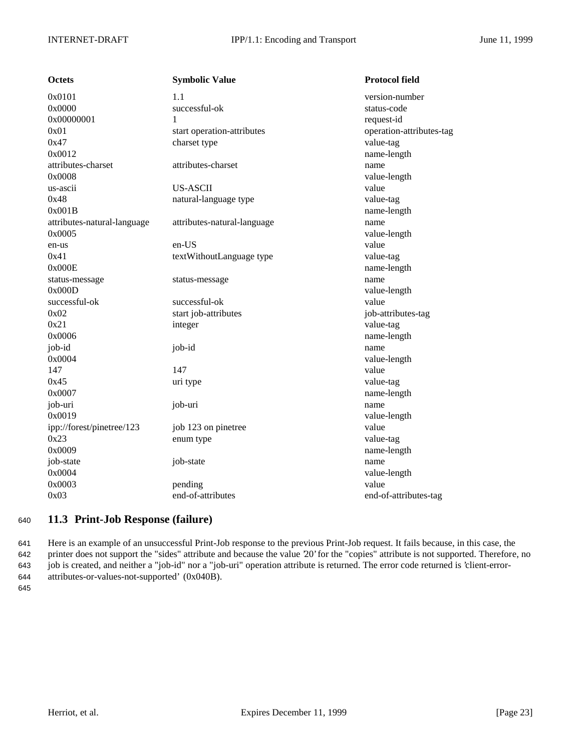| Octets | Symbolic Value | Protocol field |
| --- | --- | --- |
| 0x0101 | 1.1 | version-number |
| 0x0000 | successful-ok | status-code |
| 0x00000001 | 1 | request-id |
| 0x01 | start operation-attributes | operation-attributes-tag |
| 0x47 | charset type | value-tag |
| 0x0012 | | name-length |
| attributes-charset | attributes-charset | name |
| 0x0008 | | value-length |
| us-ascii | US-ASCII | value |
| 0x48 | natural-language type | value-tag |
| 0x001B | | name-length |
| attributes-natural-language | attributes-natural-language | name |
| 0x0005 | | value-length |
| en-us | en-US | value |
| 0x41 | textWithoutLanguage type | value-tag |
| 0x000E | | name-length |
| status-message | status-message | name |
| 0x000D | | value-length |
| successful-ok | successful-ok | value |
| 0x02 | start job-attributes | job-attributes-tag |
| 0x21 | integer | value-tag |
| 0x0006 | | name-length |
| job-id | job-id | name |
| 0x0004 | | value-length |
| 147 | 147 | value |
| 0x45 | uri type | value-tag |
| 0x0007 | | name-length |
| job-uri | job-uri | name |
| 0x0019 | | value-length |
| ipp://forest/pinetree/123 | job 123 on pinetree | value |
| 0x23 | enum type | value-tag |
| 0x0009 | | name-length |
| job-state | job-state | name |
| 0x0004 | | value-length |
| 0x0003 | pending | value |
| 0x03 | end-of-attributes | end-of-attributes-tag |

## 11.3 Print-Job Response (failure)

Here is an example of an unsuccessful Print-Job response to the previous Print-Job request. It fails because, in this case, the printer does not support the "sides" attribute and because the value '20' for the "copies" attribute is not supported. Therefore, no job is created, and neither a "job-id" nor a "job-uri" operation attribute is returned. The error code returned is 'client-error-attributes-or-values-not-supported' (0x040B).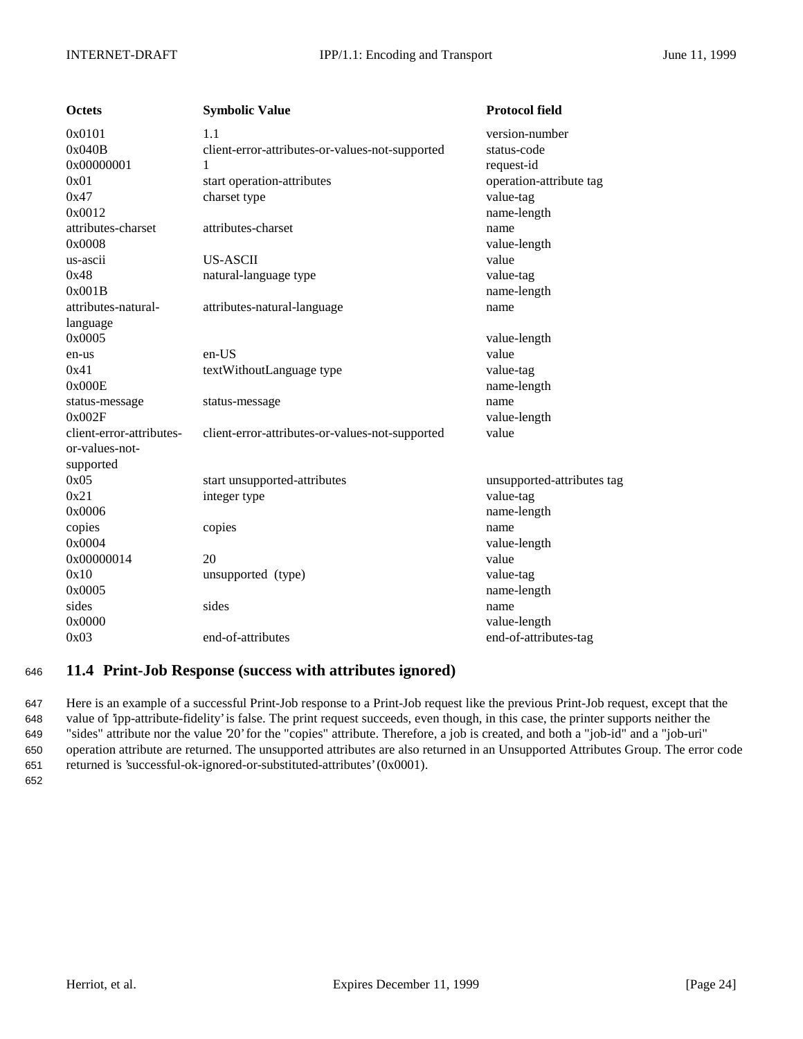| Octets | Symbolic Value | Protocol field |
|---|---|---|
| 0x0101 | 1.1 | version-number |
| 0x040B | client-error-attributes-or-values-not-supported | status-code |
| 0x00000001 | 1 | request-id |
| 0x01 | start operation-attributes | operation-attribute tag |
| 0x47 | charset type | value-tag |
| 0x0012 | | name-length |
| attributes-charset | attributes-charset | name |
| 0x0008 | | value-length |
| us-ascii | US-ASCII | value |
| 0x48 | natural-language type | value-tag |
| 0x001B | | name-length |
| attributes-natural-language | attributes-natural-language | name |
| 0x0005 | | value-length |
| en-us | en-US | value |
| 0x41 | textWithoutLanguage type | value-tag |
| 0x000E | | name-length |
| status-message | status-message | name |
| 0x002F | | value-length |
| client-error-attributes-or-values-not-supported | client-error-attributes-or-values-not-supported | value |
| 0x05 | start unsupported-attributes | unsupported-attributes tag |
| 0x21 | integer type | value-tag |
| 0x0006 | | name-length |
| copies | copies | name |
| 0x0004 | | value-length |
| 0x00000014 | 20 | value |
| 0x10 | unsupported (type) | value-tag |
| 0x0005 | | name-length |
| sides | sides | name |
| 0x0000 | | value-length |
| 0x03 | end-of-attributes | end-of-attributes-tag |

## 11.4 Print-Job Response (success with attributes ignored)

Here is an example of a successful Print-Job response to a Print-Job request like the previous Print-Job request, except that the value of 'ipp-attribute-fidelity' is false. The print request succeeds, even though, in this case, the printer supports neither the "sides" attribute nor the value '20' for the "copies" attribute. Therefore, a job is created, and both a "job-id" and a "job-uri" operation attribute are returned. The unsupported attributes are also returned in an Unsupported Attributes Group. The error code returned is 'successful-ok-ignored-or-substituted-attributes' (0x0001).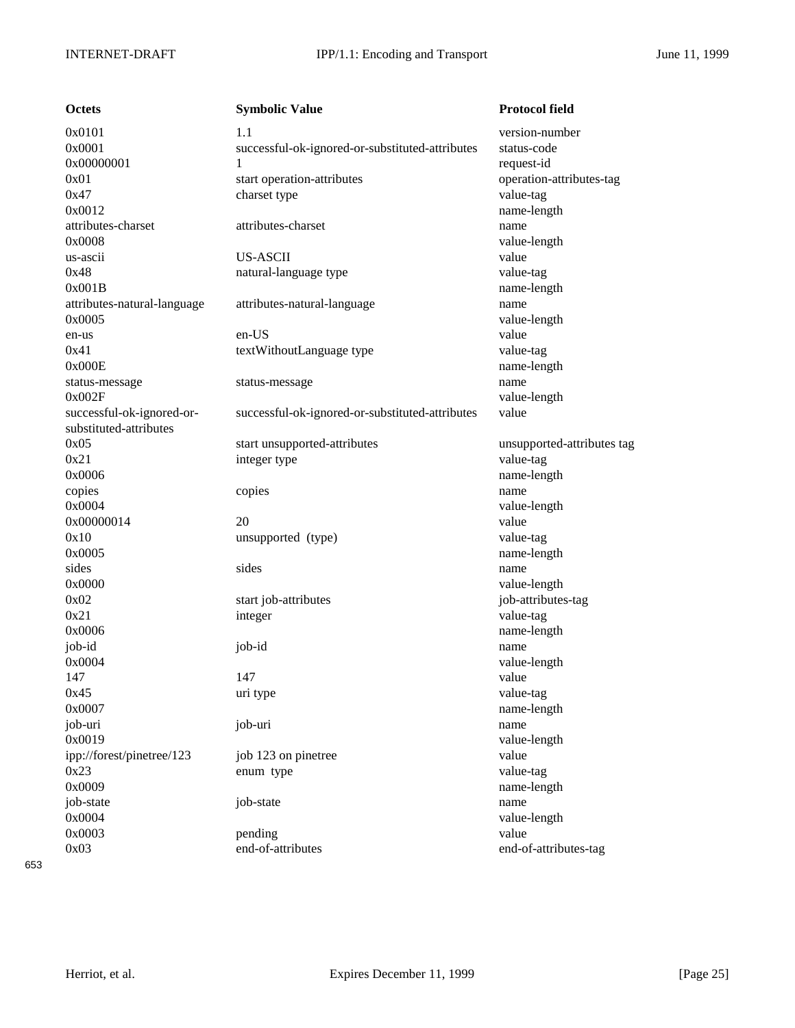| Octets | Symbolic Value | Protocol field |
|---|---|---|
| 0x0101 | 1.1 | version-number |
| 0x0001 | successful-ok-ignored-or-substituted-attributes | status-code |
| 0x00000001 | 1 | request-id |
| 0x01 | start operation-attributes | operation-attributes-tag |
| 0x47 | charset type | value-tag |
| 0x0012 | | name-length |
| attributes-charset | attributes-charset | name |
| 0x0008 | | value-length |
| us-ascii | US-ASCII | value |
| 0x48 | natural-language type | value-tag |
| 0x001B | | name-length |
| attributes-natural-language | attributes-natural-language | name |
| 0x0005 | | value-length |
| en-us | en-US | value |
| 0x41 | textWithoutLanguage type | value-tag |
| 0x000E | | name-length |
| status-message | status-message | name |
| 0x002F | | value-length |
| successful-ok-ignored-or-substituted-attributes | successful-ok-ignored-or-substituted-attributes | value |
| 0x05 | start unsupported-attributes | unsupported-attributes tag |
| 0x21 | integer type | value-tag |
| 0x0006 | | name-length |
| copies | copies | name |
| 0x0004 | | value-length |
| 0x00000014 | 20 | value |
| 0x10 | unsupported (type) | value-tag |
| 0x0005 | | name-length |
| sides | sides | name |
| 0x0000 | | value-length |
| 0x02 | start job-attributes | job-attributes-tag |
| 0x21 | integer | value-tag |
| 0x0006 | | name-length |
| job-id | job-id | name |
| 0x0004 | | value-length |
| 147 | 147 | value |
| 0x45 | uri type | value-tag |
| 0x0007 | | name-length |
| job-uri | job-uri | name |
| 0x0019 | | value-length |
| ipp://forest/pinetree/123 | job 123 on pinetree | value |
| 0x23 | enum type | value-tag |
| 0x0009 | | name-length |
| job-state | job-state | name |
| 0x0004 | | value-length |
| 0x0003 | pending | value |
| 0x03 | end-of-attributes | end-of-attributes-tag |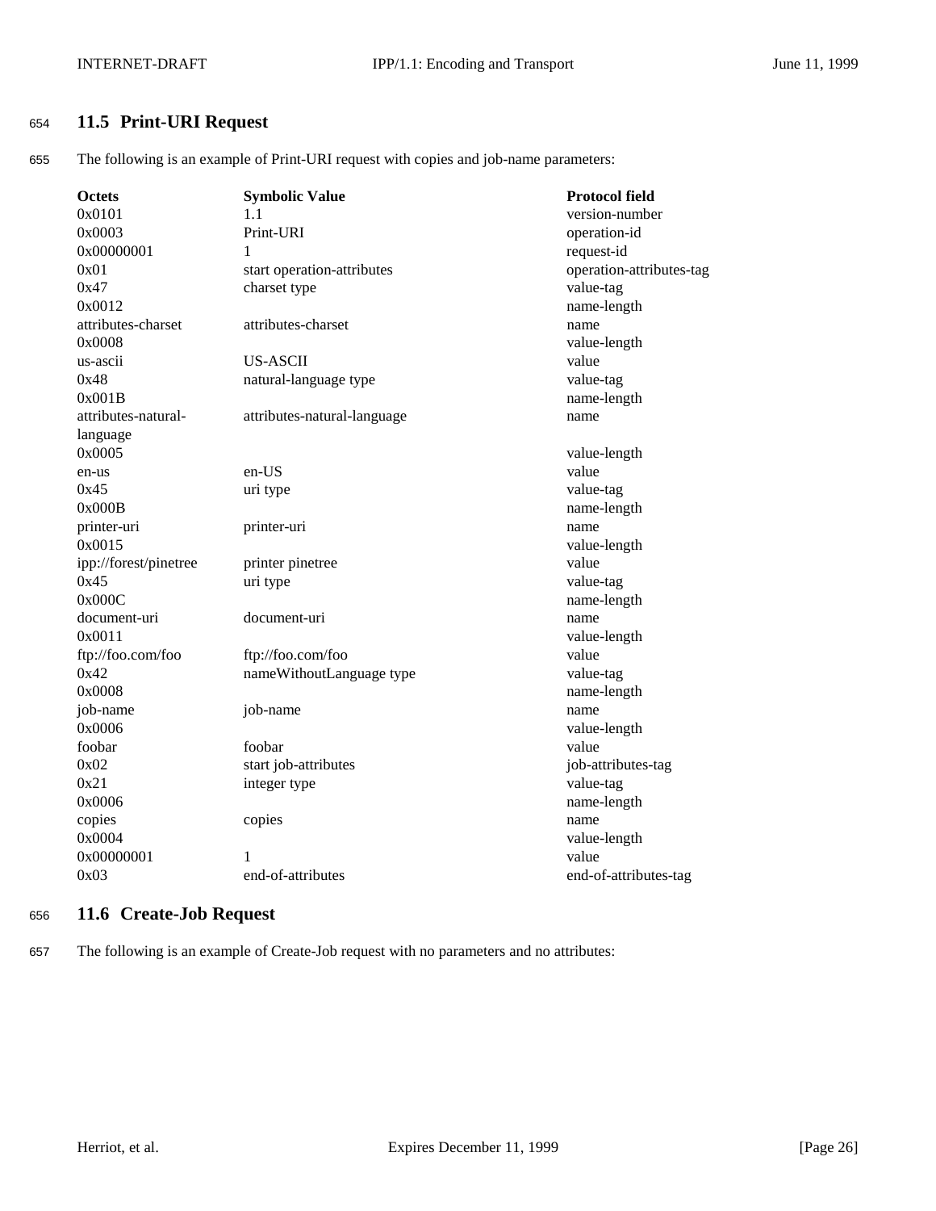## 11.5 Print-URI Request

The following is an example of Print-URI request with copies and job-name parameters:

| Octets | Symbolic Value | Protocol field |
|---|---|---|
| 0x0101 | 1.1 | version-number |
| 0x0003 | Print-URI | operation-id |
| 0x00000001 | 1 | request-id |
| 0x01 | start operation-attributes | operation-attributes-tag |
| 0x47 | charset type | value-tag |
| 0x0012 | | name-length |
| attributes-charset | attributes-charset | name |
| 0x0008 | | value-length |
| us-ascii | US-ASCII | value |
| 0x48 | natural-language type | value-tag |
| 0x001B | | name-length |
| attributes-natural-language | attributes-natural-language | name |
| 0x0005 | | value-length |
| en-us | en-US | value |
| 0x45 | uri type | value-tag |
| 0x000B | | name-length |
| printer-uri | printer-uri | name |
| 0x0015 | | value-length |
| ipp://forest/pinetree | printer pinetree | value |
| 0x45 | uri type | value-tag |
| 0x000C | | name-length |
| document-uri | document-uri | name |
| 0x0011 | | value-length |
| ftp://foo.com/foo | ftp://foo.com/foo | value |
| 0x42 | nameWithoutLanguage type | value-tag |
| 0x0008 | | name-length |
| job-name | job-name | name |
| 0x0006 | | value-length |
| foobar | foobar | value |
| 0x02 | start job-attributes | job-attributes-tag |
| 0x21 | integer type | value-tag |
| 0x0006 | | name-length |
| copies | copies | name |
| 0x0004 | | value-length |
| 0x00000001 | 1 | value |
| 0x03 | end-of-attributes | end-of-attributes-tag |

## 11.6 Create-Job Request

The following is an example of Create-Job request with no parameters and no attributes: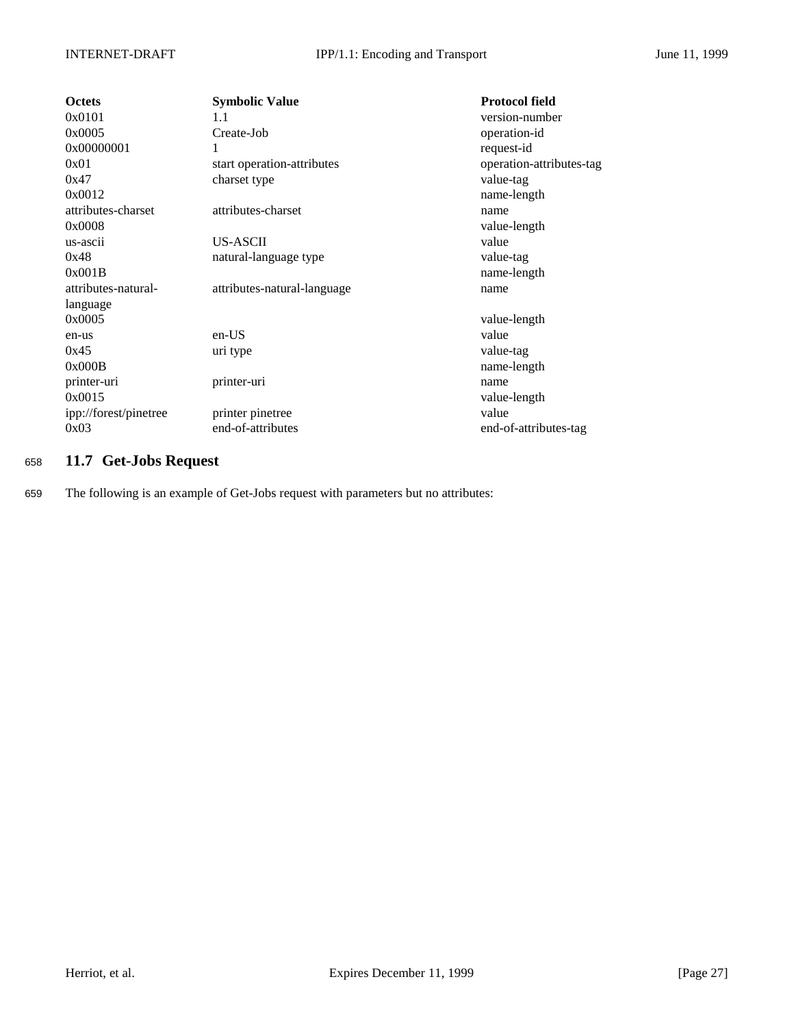| Octets | Symbolic Value | Protocol field |
|---|---|---|
| 0x0101 | 1.1 | version-number |
| 0x0005 | Create-Job | operation-id |
| 0x00000001 | 1 | request-id |
| 0x01 | start operation-attributes | operation-attributes-tag |
| 0x47 | charset type | value-tag |
| 0x0012 | | name-length |
| attributes-charset | attributes-charset | name |
| 0x0008 | | value-length |
| us-ascii | US-ASCII | value |
| 0x48 | natural-language type | value-tag |
| 0x001B | | name-length |
| attributes-natural-language | attributes-natural-language | name |
| 0x0005 | | value-length |
| en-us | en-US | value |
| 0x45 | uri type | value-tag |
| 0x000B | | name-length |
| printer-uri | printer-uri | name |
| 0x0015 | | value-length |
| ipp://forest/pinetree | printer pinetree | value |
| 0x03 | end-of-attributes | end-of-attributes-tag |

## 11.7 Get-Jobs Request

The following is an example of Get-Jobs request with parameters but no attributes: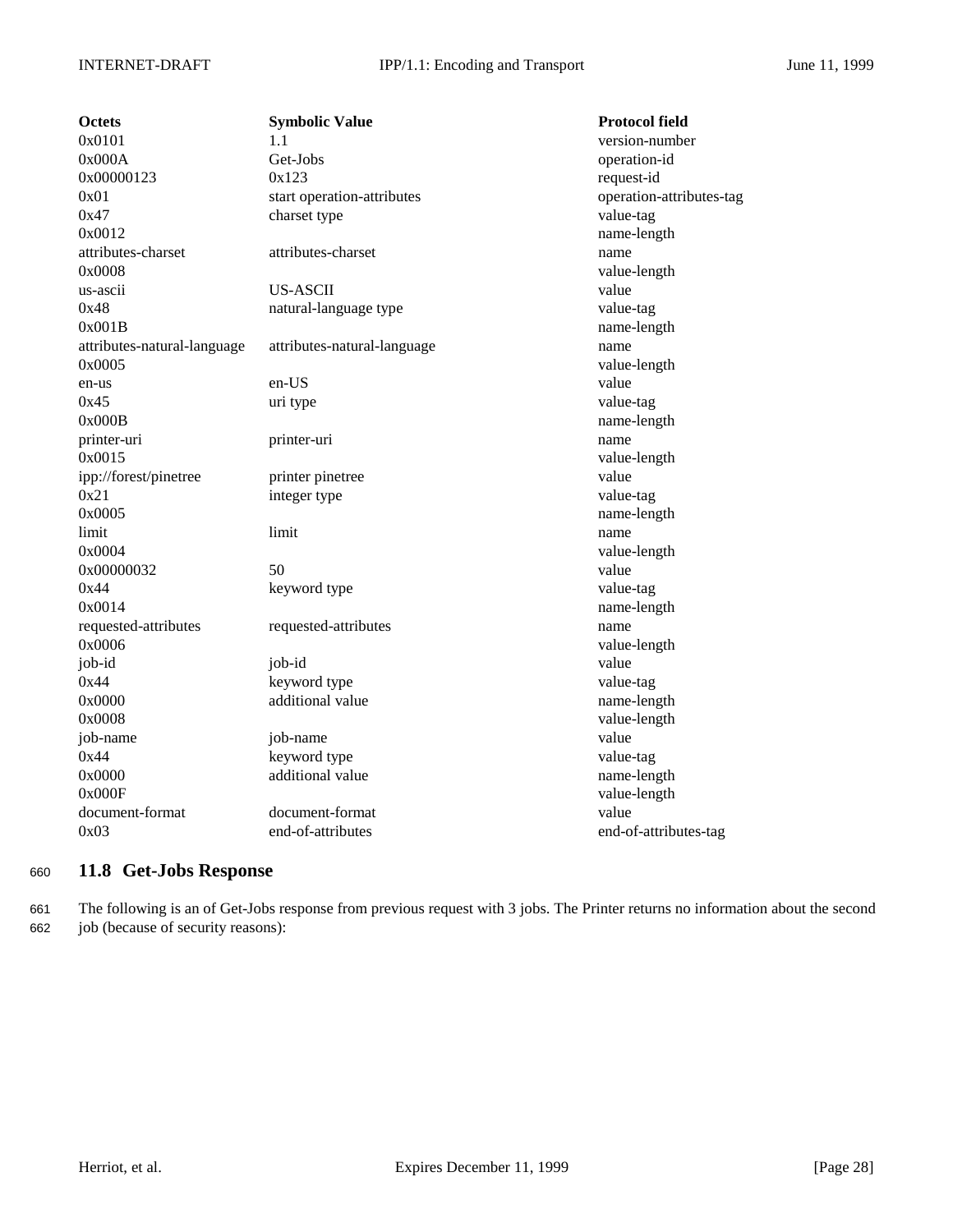| Octets | Symbolic Value | Protocol field |
| --- | --- | --- |
| 0x0101 | 1.1 | version-number |
| 0x000A | Get-Jobs | operation-id |
| 0x00000123 | 0x123 | request-id |
| 0x01 | start operation-attributes | operation-attributes-tag |
| 0x47 | charset type | value-tag |
| 0x0012 | | name-length |
| attributes-charset | attributes-charset | name |
| 0x0008 | | value-length |
| us-ascii | US-ASCII | value |
| 0x48 | natural-language type | value-tag |
| 0x001B | | name-length |
| attributes-natural-language | attributes-natural-language | name |
| 0x0005 | | value-length |
| en-us | en-US | value |
| 0x45 | uri type | value-tag |
| 0x000B | | name-length |
| printer-uri | printer-uri | name |
| 0x0015 | | value-length |
| ipp://forest/pinetree | printer pinetree | value |
| 0x21 | integer type | value-tag |
| 0x0005 | | name-length |
| limit | limit | name |
| 0x0004 | | value-length |
| 0x00000032 | 50 | value |
| 0x44 | keyword type | value-tag |
| 0x0014 | | name-length |
| requested-attributes | requested-attributes | name |
| 0x0006 | | value-length |
| job-id | job-id | value |
| 0x44 | keyword type | value-tag |
| 0x0000 | additional value | name-length |
| 0x0008 | | value-length |
| job-name | job-name | value |
| 0x44 | keyword type | value-tag |
| 0x0000 | additional value | name-length |
| 0x000F | | value-length |
| document-format | document-format | value |
| 0x03 | end-of-attributes | end-of-attributes-tag |

## 11.8 Get-Jobs Response

The following is an of Get-Jobs response from previous request with 3 jobs. The Printer returns no information about the second job (because of security reasons):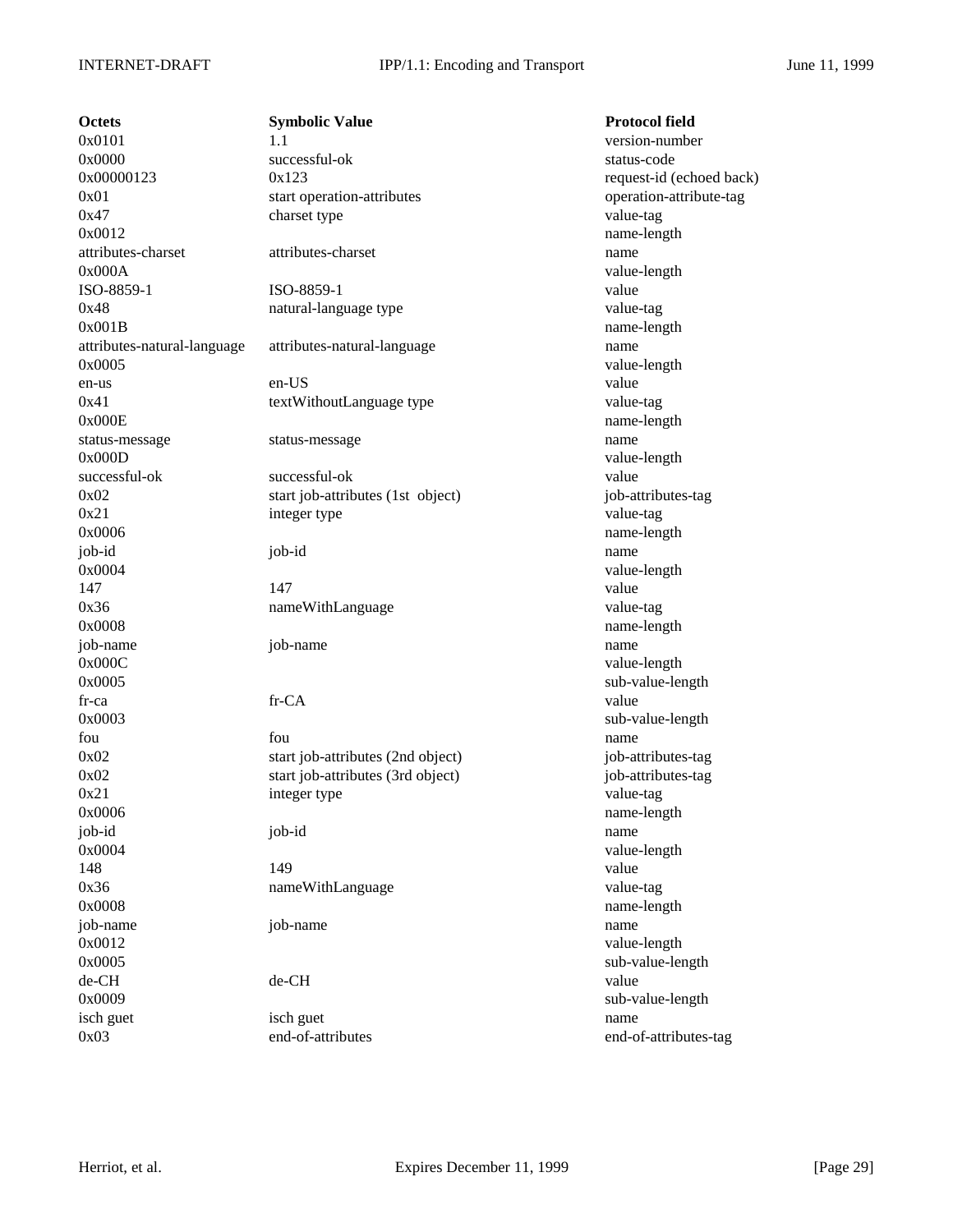| Octets | Symbolic Value | Protocol field |
|---|---|---|
| 0x0101 | 1.1 | version-number |
| 0x0000 | successful-ok | status-code |
| 0x00000123 | 0x123 | request-id (echoed back) |
| 0x01 | start operation-attributes | operation-attribute-tag |
| 0x47 | charset type | value-tag |
| 0x0012 | | name-length |
| attributes-charset | attributes-charset | name |
| 0x000A | | value-length |
| ISO-8859-1 | ISO-8859-1 | value |
| 0x48 | natural-language type | value-tag |
| 0x001B | | name-length |
| attributes-natural-language | attributes-natural-language | name |
| 0x0005 | | value-length |
| en-us | en-US | value |
| 0x41 | textWithoutLanguage type | value-tag |
| 0x000E | | name-length |
| status-message | status-message | name |
| 0x000D | | value-length |
| successful-ok | successful-ok | value |
| 0x02 | start job-attributes (1st object) | job-attributes-tag |
| 0x21 | integer type | value-tag |
| 0x0006 | | name-length |
| job-id | job-id | name |
| 0x0004 | | value-length |
| 147 | 147 | value |
| 0x36 | nameWithLanguage | value-tag |
| 0x0008 | | name-length |
| job-name | job-name | name |
| 0x000C | | value-length |
| 0x0005 | | sub-value-length |
| fr-ca | fr-CA | value |
| 0x0003 | | sub-value-length |
| fou | fou | name |
| 0x02 | start job-attributes (2nd object) | job-attributes-tag |
| 0x02 | start job-attributes (3rd object) | job-attributes-tag |
| 0x21 | integer type | value-tag |
| 0x0006 | | name-length |
| job-id | job-id | name |
| 0x0004 | | value-length |
| 148 | 149 | value |
| 0x36 | nameWithLanguage | value-tag |
| 0x0008 | | name-length |
| job-name | job-name | name |
| 0x0012 | | value-length |
| 0x0005 | | sub-value-length |
| de-CH | de-CH | value |
| 0x0009 | | sub-value-length |
| isch guet | isch guet | name |
| 0x03 | end-of-attributes | end-of-attributes-tag |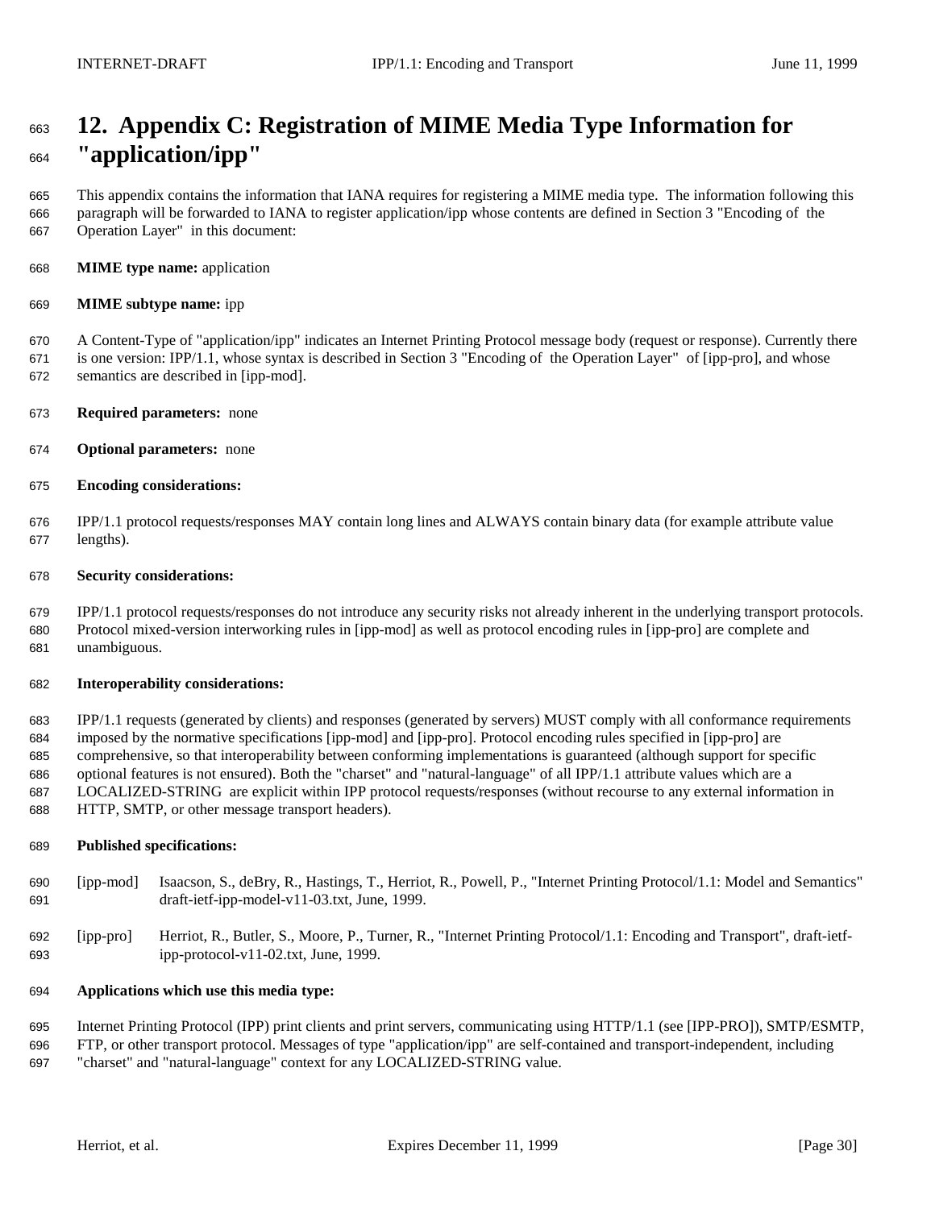# 12. Appendix C: Registration of MIME Media Type Information for "application/ipp"

This appendix contains the information that IANA requires for registering a MIME media type. The information following this paragraph will be forwarded to IANA to register application/ipp whose contents are defined in Section 3 "Encoding of the Operation Layer" in this document:

**MIME type name:** application

**MIME subtype name:** ipp

A Content-Type of "application/ipp" indicates an Internet Printing Protocol message body (request or response). Currently there is one version: IPP/1.1, whose syntax is described in Section 3 "Encoding of the Operation Layer" of [ipp-pro], and whose semantics are described in [ipp-mod].

**Required parameters:** none

**Optional parameters:** none

**Encoding considerations:**

IPP/1.1 protocol requests/responses MAY contain long lines and ALWAYS contain binary data (for example attribute value lengths).

**Security considerations:**

IPP/1.1 protocol requests/responses do not introduce any security risks not already inherent in the underlying transport protocols. Protocol mixed-version interworking rules in [ipp-mod] as well as protocol encoding rules in [ipp-pro] are complete and unambiguous.

**Interoperability considerations:**

IPP/1.1 requests (generated by clients) and responses (generated by servers) MUST comply with all conformance requirements imposed by the normative specifications [ipp-mod] and [ipp-pro]. Protocol encoding rules specified in [ipp-pro] are comprehensive, so that interoperability between conforming implementations is guaranteed (although support for specific optional features is not ensured). Both the "charset" and "natural-language" of all IPP/1.1 attribute values which are a LOCALIZED-STRING are explicit within IPP protocol requests/responses (without recourse to any external information in HTTP, SMTP, or other message transport headers).

**Published specifications:**

[ipp-mod] Isaacson, S., deBry, R., Hastings, T., Herriot, R., Powell, P., "Internet Printing Protocol/1.1: Model and Semantics" draft-ietf-ipp-model-v11-03.txt, June, 1999.

[ipp-pro] Herriot, R., Butler, S., Moore, P., Turner, R., "Internet Printing Protocol/1.1: Encoding and Transport", draft-ietf-ipp-protocol-v11-02.txt, June, 1999.

**Applications which use this media type:**

Internet Printing Protocol (IPP) print clients and print servers, communicating using HTTP/1.1 (see [IPP-PRO]), SMTP/ESMTP, FTP, or other transport protocol. Messages of type "application/ipp" are self-contained and transport-independent, including "charset" and "natural-language" context for any LOCALIZED-STRING value.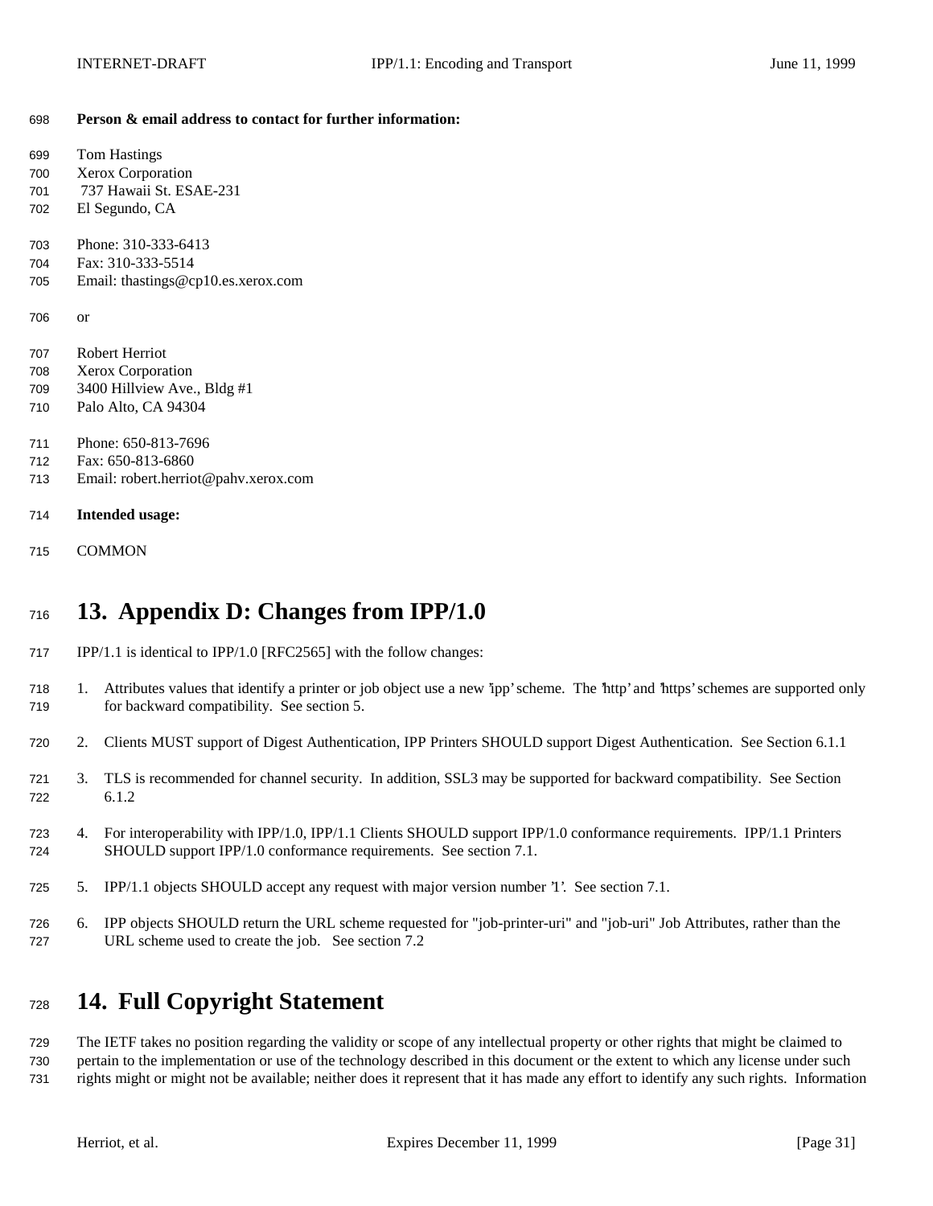**Person & email address to contact for further information:**

Tom Hastings
Xerox Corporation
737 Hawaii St. ESAE-231
El Segundo, CA

Phone: 310-333-6413
Fax: 310-333-5514
Email: thastings@cp10.es.xerox.com

or

Robert Herriot
Xerox Corporation
3400 Hillview Ave., Bldg #1
Palo Alto, CA 94304

Phone: 650-813-7696
Fax: 650-813-6860
Email: robert.herriot@pahv.xerox.com

**Intended usage:**

COMMON

# 13. Appendix D: Changes from IPP/1.0

IPP/1.1 is identical to IPP/1.0 [RFC2565] with the follow changes:

1. Attributes values that identify a printer or job object use a new 'ipp' scheme. The 'http' and 'https' schemes are supported only for backward compatibility. See section 5.

2. Clients MUST support of Digest Authentication, IPP Printers SHOULD support Digest Authentication. See Section 6.1.1

3. TLS is recommended for channel security. In addition, SSL3 may be supported for backward compatibility. See Section 6.1.2

4. For interoperability with IPP/1.0, IPP/1.1 Clients SHOULD support IPP/1.0 conformance requirements. IPP/1.1 Printers SHOULD support IPP/1.0 conformance requirements. See section 7.1.

5. IPP/1.1 objects SHOULD accept any request with major version number '1'. See section 7.1.

6. IPP objects SHOULD return the URL scheme requested for "job-printer-uri" and "job-uri" Job Attributes, rather than the URL scheme used to create the job. See section 7.2

# 14. Full Copyright Statement

The IETF takes no position regarding the validity or scope of any intellectual property or other rights that might be claimed to pertain to the implementation or use of the technology described in this document or the extent to which any license under such rights might or might not be available; neither does it represent that it has made any effort to identify any such rights. Information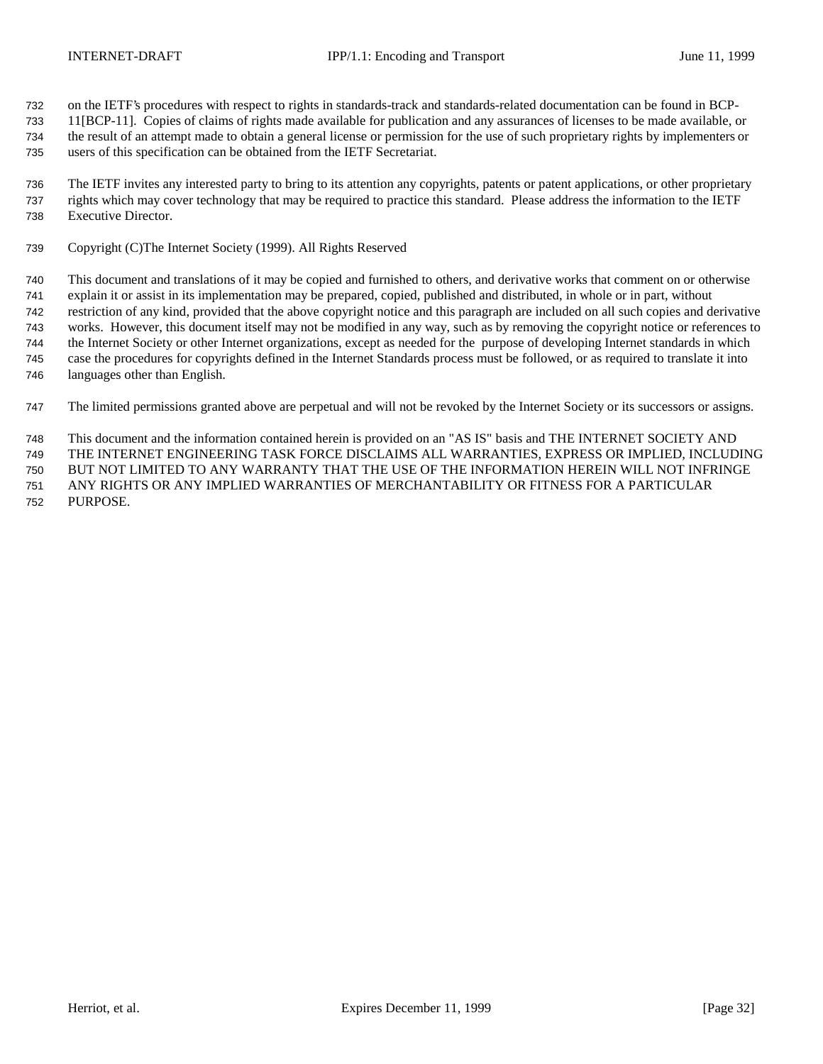on the IETF's procedures with respect to rights in standards-track and standards-related documentation can be found in BCP-11[BCP-11]. Copies of claims of rights made available for publication and any assurances of licenses to be made available, or the result of an attempt made to obtain a general license or permission for the use of such proprietary rights by implementers or users of this specification can be obtained from the IETF Secretariat.

The IETF invites any interested party to bring to its attention any copyrights, patents or patent applications, or other proprietary rights which may cover technology that may be required to practice this standard. Please address the information to the IETF Executive Director.

Copyright (C)The Internet Society (1999). All Rights Reserved

This document and translations of it may be copied and furnished to others, and derivative works that comment on or otherwise explain it or assist in its implementation may be prepared, copied, published and distributed, in whole or in part, without restriction of any kind, provided that the above copyright notice and this paragraph are included on all such copies and derivative works. However, this document itself may not be modified in any way, such as by removing the copyright notice or references to the Internet Society or other Internet organizations, except as needed for the purpose of developing Internet standards in which case the procedures for copyrights defined in the Internet Standards process must be followed, or as required to translate it into languages other than English.

The limited permissions granted above are perpetual and will not be revoked by the Internet Society or its successors or assigns.

This document and the information contained herein is provided on an "AS IS" basis and THE INTERNET SOCIETY AND THE INTERNET ENGINEERING TASK FORCE DISCLAIMS ALL WARRANTIES, EXPRESS OR IMPLIED, INCLUDING BUT NOT LIMITED TO ANY WARRANTY THAT THE USE OF THE INFORMATION HEREIN WILL NOT INFRINGE ANY RIGHTS OR ANY IMPLIED WARRANTIES OF MERCHANTABILITY OR FITNESS FOR A PARTICULAR PURPOSE.